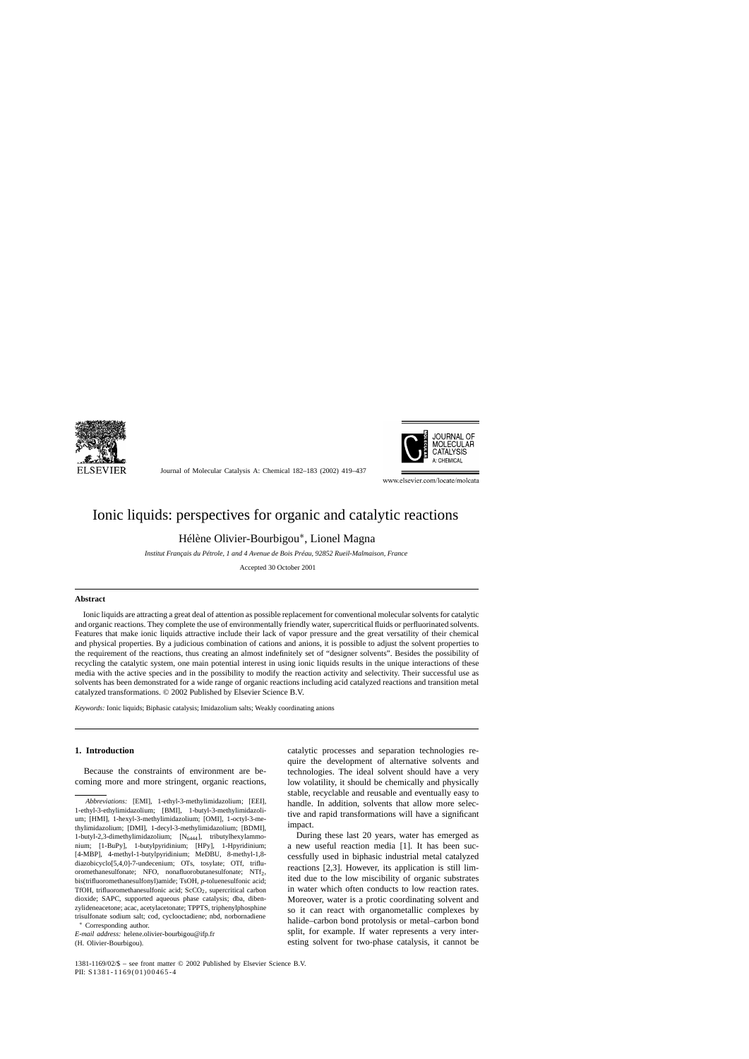# Ionic liquids: perspectives for organic and catalytic reactions

Hélène Olivier-Bourbigou*, Lionel Magna

*Institut Français du Pétrole, 1 and 4 Avenue de Bois Préau, 92852 Rueil-Malmaison, France*

Accepted 30 October 2001

## Abstract

Ionic liquids are attracting a great deal of attention as possible replacement for conventional molecular solvents for catalytic and organic reactions. They complete the use of environmentally friendly water, supercritical fluids or perfluorinated solvents. Features that make ionic liquids attractive include their lack of vapor pressure and the great versatility of their chemical and physical properties. By a judicious combination of cations and anions, it is possible to adjust the solvent properties to the requirement of the reactions, thus creating an almost indefinitely set of "designer solvents". Besides the possibility of recycling the catalytic system, one main potential interest in using ionic liquids results in the unique interactions of these media with the active species and in the possibility to modify the reaction activity and selectivity. Their successful use as solvents has been demonstrated for a wide range of organic reactions including acid catalyzed reactions and transition metal catalyzed transformations. © 2002 Published by Elsevier Science B.V.

*Keywords:* Ionic liquids; Biphasic catalysis; Imidazolium salts; Weakly coordinating anions

## 1. Introduction

Because the constraints of environment are becoming more and more stringent, organic reactions, catalytic processes and separation technologies require the development of alternative solvents and technologies. The ideal solvent should have a very low volatility, it should be chemically and physically stable, recyclable and reusable and eventually easy to handle. In addition, solvents that allow more selective and rapid transformations will have a significant impact.

During these last 20 years, water has emerged as a new useful reaction media [1]. It has been successfully used in biphasic industrial metal catalyzed reactions [2,3]. However, its application is still limited due to the low miscibility of organic substrates in water which often conducts to low reaction rates. Moreover, water is a protic coordinating solvent and so it can react with organometallic complexes by halide–carbon bond protolysis or metal–carbon bond split, for example. If water represents a very interesting solvent for two-phase catalysis, it cannot be

---

*Abbreviations:* [EMI], 1-ethyl-3-methylimidazolium; [EEI], 1-ethyl-3-ethylimidazolium; [BMI], 1-butyl-3-methylimidazolium; [HMI], 1-hexyl-3-methylimidazolium; [OMI], 1-octyl-3-methylimidazolium; [DMI], 1-decyl-3-methylimidazolium; [BDMI], 1-butyl-2,3-dimethylimidazolium; [$N_{6444}$], tributylhexylammonium; [1-BuPy], 1-butylpyridinium; [HPy], 1-Hpyridinium; [4-MBP], 4-methyl-1-butylpyridinium; MeDBU, 8-methyl-1,8-diazobicyclo[5,4,0]-7-undecenium; OTs, tosylate; OTf, trifluoromethanesulfonate; NFO, nonafluorobutanesulfonate; $NTf_2$, bis(trifluoromethanesulfonyl)amide; TsOH, *p*-toluenesulfonic acid; TfOH, trifluoromethanesulfonic acid; $ScCO_2$, supercritical carbon dioxide; SAPC, supported aqueous phase catalysis; dba, dibenzylideneacetone; acac, acetylacetonate; TPPTS, triphenylphosphine trisulfonate sodium salt; cod, cyclooctadiene; nbd, norbornadiene

* Corresponding author.

*E-mail address:* helene.olivier-bourbigou@ifp.fr (H. Olivier-Bourbigou).

1381-1169/02/$ – see front matter © 2002 Published by Elsevier Science B.V.
PII: S1381-1169(01)00465-4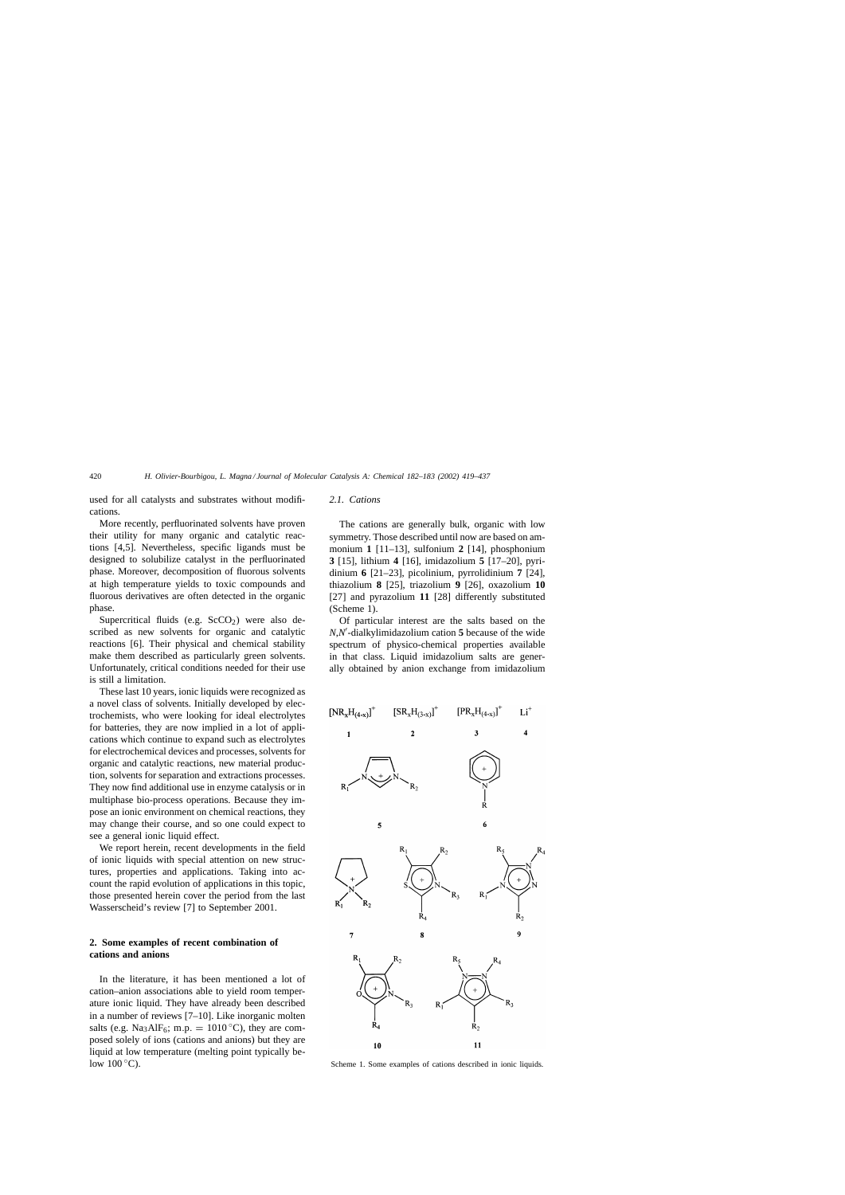used for all catalysts and substrates without modifications.

More recently, perfluorinated solvents have proven their utility for many organic and catalytic reactions [4,5]. Nevertheless, specific ligands must be designed to solubilize catalyst in the perfluorinated phase. Moreover, decomposition of fluorous solvents at high temperature yields to toxic compounds and fluorous derivatives are often detected in the organic phase.

Supercritical fluids (e.g. $ScCO_2$) were also described as new solvents for organic and catalytic reactions [6]. Their physical and chemical stability make them described as particularly green solvents. Unfortunately, critical conditions needed for their use is still a limitation.

These last 10 years, ionic liquids were recognized as a novel class of solvents. Initially developed by electrochemists, who were looking for ideal electrolytes for batteries, they are now implied in a lot of applications which continue to expand such as electrolytes for electrochemical devices and processes, solvents for organic and catalytic reactions, new material production, solvents for separation and extractions processes. They now find additional use in enzyme catalysis or in multiphase bio-process operations. Because they impose an ionic environment on chemical reactions, they may change their course, and so one could expect to see a general ionic liquid effect.

We report herein, recent developments in the field of ionic liquids with special attention on new structures, properties and applications. Taking into account the rapid evolution of applications in this topic, those presented herein cover the period from the last Wasserscheid's review [7] to September 2001.

## 2. Some examples of recent combination of cations and anions

In the literature, it has been mentioned a lot of cation–anion associations able to yield room temperature ionic liquid. They have already been described in a number of reviews [7–10]. Like inorganic molten salts (e.g. $Na_3AlF_6$; m.p. $= 1010\,^{\circ}C$), they are composed solely of ions (cations and anions) but they are liquid at low temperature (melting point typically below $100\,^{\circ}C$).

### 2.1. Cations

The cations are generally bulk, organic with low symmetry. Those described until now are based on ammonium **1** [11–13], sulfonium **2** [14], phosphonium **3** [15], lithium **4** [16], imidazolium **5** [17–20], pyridinium **6** [21–23], picolinium, pyrrolidinium **7** [24], thiazolium **8** [25], triazolium **9** [26], oxazolium **10** [27] and pyrazolium **11** [28] differently substituted (Scheme 1).

Of particular interest are the salts based on the *N,N′*-dialkylimidazolium cation **5** because of the wide spectrum of physico-chemical properties available in that class. Liquid imidazolium salts are generally obtained by anion exchange from imidazolium

$[NR_xH_{(4-x)}]^+$ **1** $[SR_xH_{(3-x)}]^+$ **2** $[PR_xH_{(4-x)}]^+$ **3** $Li^+$ **4**

Scheme 1. Some examples of cations described in ionic liquids.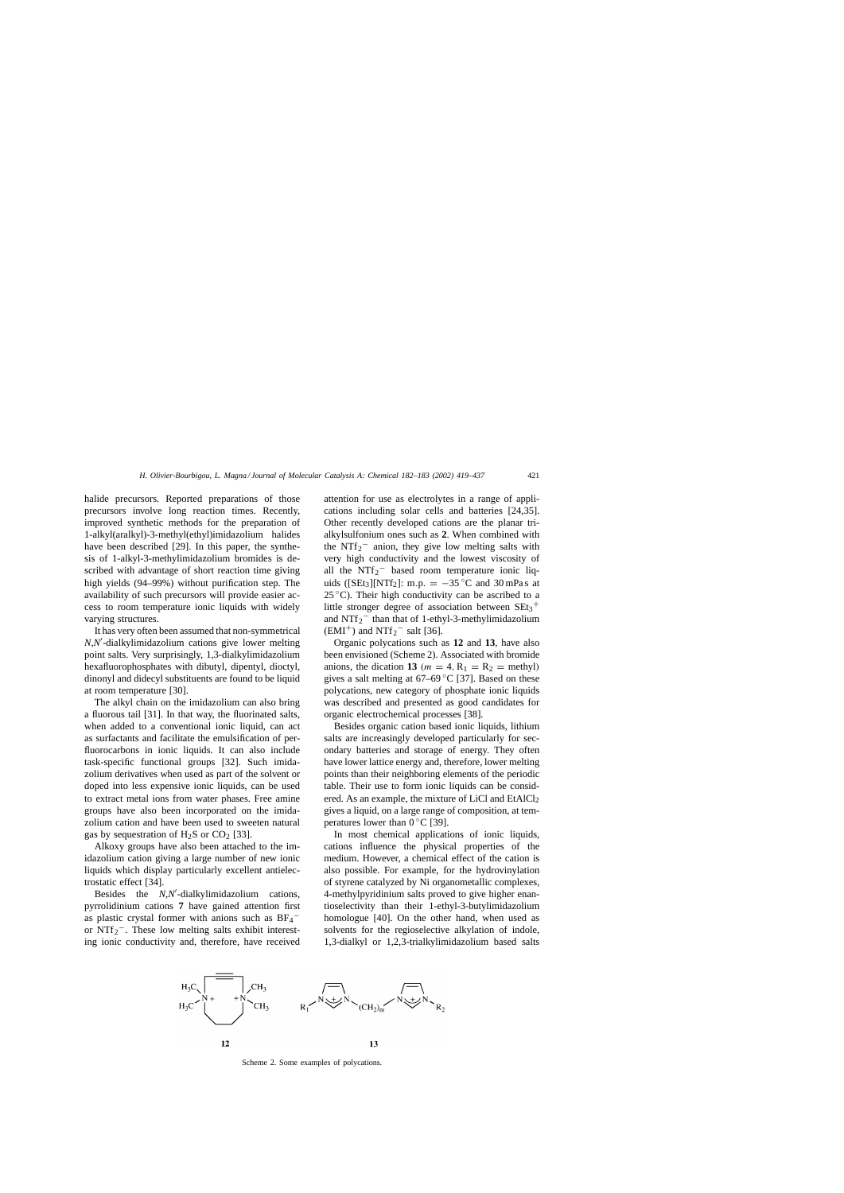halide precursors. Reported preparations of those precursors involve long reaction times. Recently, improved synthetic methods for the preparation of 1-alkyl(aralkyl)-3-methyl(ethyl)imidazolium halides have been described [29]. In this paper, the synthesis of 1-alkyl-3-methylimidazolium bromides is described with advantage of short reaction time giving high yields (94–99%) without purification step. The availability of such precursors will provide easier access to room temperature ionic liquids with widely varying structures.

It has very often been assumed that non-symmetrical *N,N′*-dialkylimidazolium cations give lower melting point salts. Very surprisingly, 1,3-dialkylimidazolium hexafluorophosphates with dibutyl, dipentyl, dioctyl, dinonyl and didecyl substituents are found to be liquid at room temperature [30].

The alkyl chain on the imidazolium can also bring a fluorous tail [31]. In that way, the fluorinated salts, when added to a conventional ionic liquid, can act as surfactants and facilitate the emulsification of perfluorocarbons in ionic liquids. It can also include task-specific functional groups [32]. Such imidazolium derivatives when used as part of the solvent or doped into less expensive ionic liquids, can be used to extract metal ions from water phases. Free amine groups have also been incorporated on the imidazolium cation and have been used to sweeten natural gas by sequestration of $H_2S$ or $CO_2$ [33].

Alkoxy groups have also been attached to the imidazolium cation giving a large number of new ionic liquids which display particularly excellent antielectrostatic effect [34].

Besides the *N,N′*-dialkylimidazolium cations, pyrrolidinium cations **7** have gained attention first as plastic crystal former with anions such as $BF_4^-$ or $NTf_2^-$. These low melting salts exhibit interesting ionic conductivity and, therefore, have received attention for use as electrolytes in a range of applications including solar cells and batteries [24,35]. Other recently developed cations are the planar trialkylsulfonium ones such as **2**. When combined with the $NTf_2^-$ anion, they give low melting salts with very high conductivity and the lowest viscosity of all the $NTf_2^-$ based room temperature ionic liquids ([SEt$_3$][NTf$_2$]: m.p. = −35 °C and 30 mPa s at 25 °C). Their high conductivity can be ascribed to a little stronger degree of association between $SEt_3^+$ and $NTf_2^-$ than that of 1-ethyl-3-methylimidazolium ($EMI^+$) and $NTf_2^-$ salt [36].

Organic polycations such as **12** and **13**, have also been envisioned (Scheme 2). Associated with bromide anions, the dication **13** ($m = 4$, $R_1 = R_2$ = methyl) gives a salt melting at 67–69 °C [37]. Based on these polycations, new category of phosphate ionic liquids was described and presented as good candidates for organic electrochemical processes [38].

Besides organic cation based ionic liquids, lithium salts are increasingly developed particularly for secondary batteries and storage of energy. They often have lower lattice energy and, therefore, lower melting points than their neighboring elements of the periodic table. Their use to form ionic liquids can be considered. As an example, the mixture of LiCl and $EtAlCl_2$ gives a liquid, on a large range of composition, at temperatures lower than 0 °C [39].

In most chemical applications of ionic liquids, cations influence the physical properties of the medium. However, a chemical effect of the cation is also possible. For example, for the hydrovinylation of styrene catalyzed by Ni organometallic complexes, 4-methylpyridinium salts proved to give higher enantioselectivity than their 1-ethyl-3-butylimidazolium homologue [40]. On the other hand, when used as solvents for the regioselective alkylation of indole, 1,3-dialkyl or 1,2,3-trialkylimidazolium based salts

**12** **13**

Scheme 2. Some examples of polycations.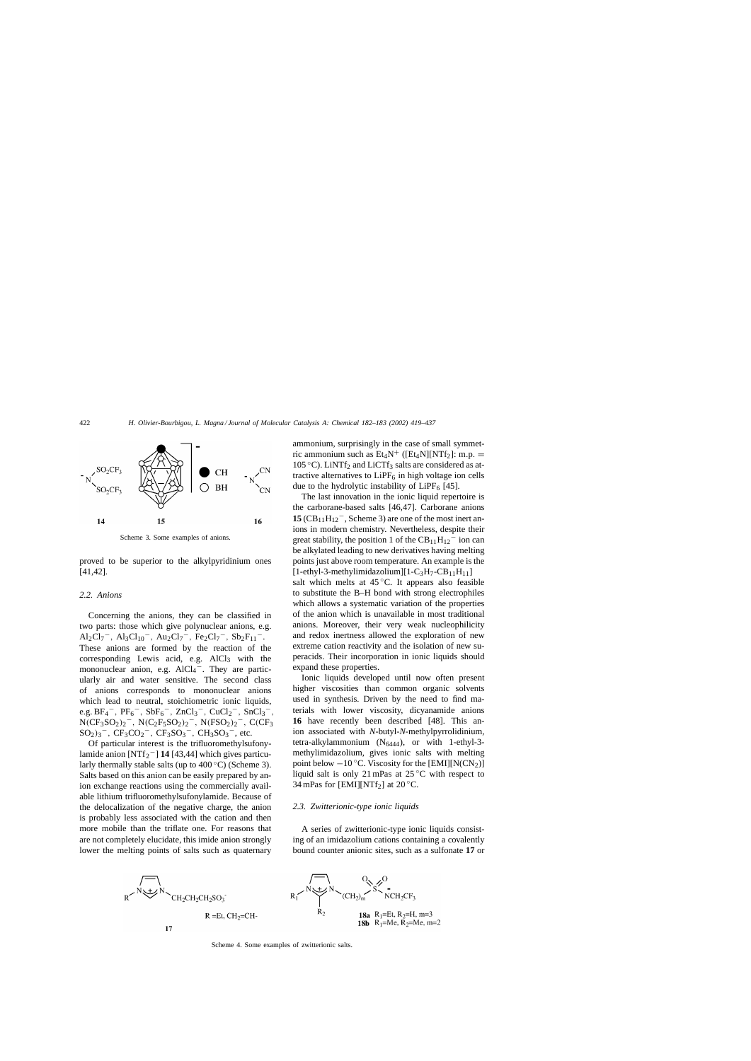Scheme 3. Some examples of anions.

proved to be superior to the alkylpyridinium ones [41,42].

### 2.2. Anions

Concerning the anions, they can be classified in two parts: those which give polynuclear anions, e.g. $Al_2Cl_7^-$, $Al_3Cl_{10}^-$, $Au_2Cl_7^-$, $Fe_2Cl_7^-$, $Sb_2F_{11}^-$. These anions are formed by the reaction of the corresponding Lewis acid, e.g. $AlCl_3$ with the mononuclear anion, e.g. $AlCl_4^-$. They are particularly air and water sensitive. The second class of anions corresponds to mononuclear anions which lead to neutral, stoichiometric ionic liquids, e.g. $BF_4^-$, $PF_6^-$, $SbF_6^-$, $ZnCl_3^-$, $CuCl_2^-$, $SnCl_3^-$, $N(CF_3SO_2)_2^-$, $N(C_2F_5SO_2)_2^-$, $N(FSO_2)_2^-$, $C(CF_3SO_2)_3^-$, $CF_3CO_2^-$, $CF_3SO_3^-$, $CH_3SO_3^-$, etc.

Of particular interest is the trifluoromethylsufonylamide anion $[NTf_2^-]$ **14** [43,44] which gives particularly thermally stable salts (up to 400 °C) (Scheme 3). Salts based on this anion can be easily prepared by anion exchange reactions using the commercially available lithium trifluoromethylsufonylamide. Because of the delocalization of the negative charge, the anion is probably less associated with the cation and then more mobile than the triflate one. For reasons that are not completely elucidate, this imide anion strongly lower the melting points of salts such as quaternary ammonium, surprisingly in the case of small symmetric ammonium such as $Et_4N^+$ ($[Et_4N][NTf_2]$: m.p. = 105 °C). $LiNTf_2$ and $LiCTf_3$ salts are considered as attractive alternatives to $LiPF_6$ in high voltage ion cells due to the hydrolytic instability of $LiPF_6$ [45].

The last innovation in the ionic liquid repertoire is the carborane-based salts [46,47]. Carborane anions **15** ($CB_{11}H_{12}^-$, Scheme 3) are one of the most inert anions in modern chemistry. Nevertheless, despite their great stability, the position 1 of the $CB_{11}H_{12}^-$ ion can be alkylated leading to new derivatives having melting points just above room temperature. An example is the [1-ethyl-3-methylimidazolium][1-$C_3H_7$-$CB_{11}H_{11}$] salt which melts at 45 °C. It appears also feasible to substitute the B–H bond with strong electrophiles which allows a systematic variation of the properties of the anion which is unavailable in most traditional anions. Moreover, their very weak nucleophilicity and redox inertness allowed the exploration of new extreme cation reactivity and the isolation of new superacids. Their incorporation in ionic liquids should expand these properties.

Ionic liquids developed until now often present higher viscosities than common organic solvents used in synthesis. Driven by the need to find materials with lower viscosity, dicyanamide anions **16** have recently been described [48]. This anion associated with *N*-butyl-*N*-methylpyrrolidinium, tetra-alkylammonium ($N_{6444}$), or with 1-ethyl-3-methylimidazolium, gives ionic salts with melting point below −10 °C. Viscosity for the $[EMI][N(CN_2)]$ liquid salt is only 21 mPas at 25 °C with respect to 34 mPas for $[EMI][NTf_2]$ at 20 °C.

### 2.3. Zwitterionic-type ionic liquids

A series of zwitterionic-type ionic liquids consisting of an imidazolium cations containing a covalently bound counter anionic sites, such as a sulfonate **17** or

Scheme 4. Some examples of zwitterionic salts.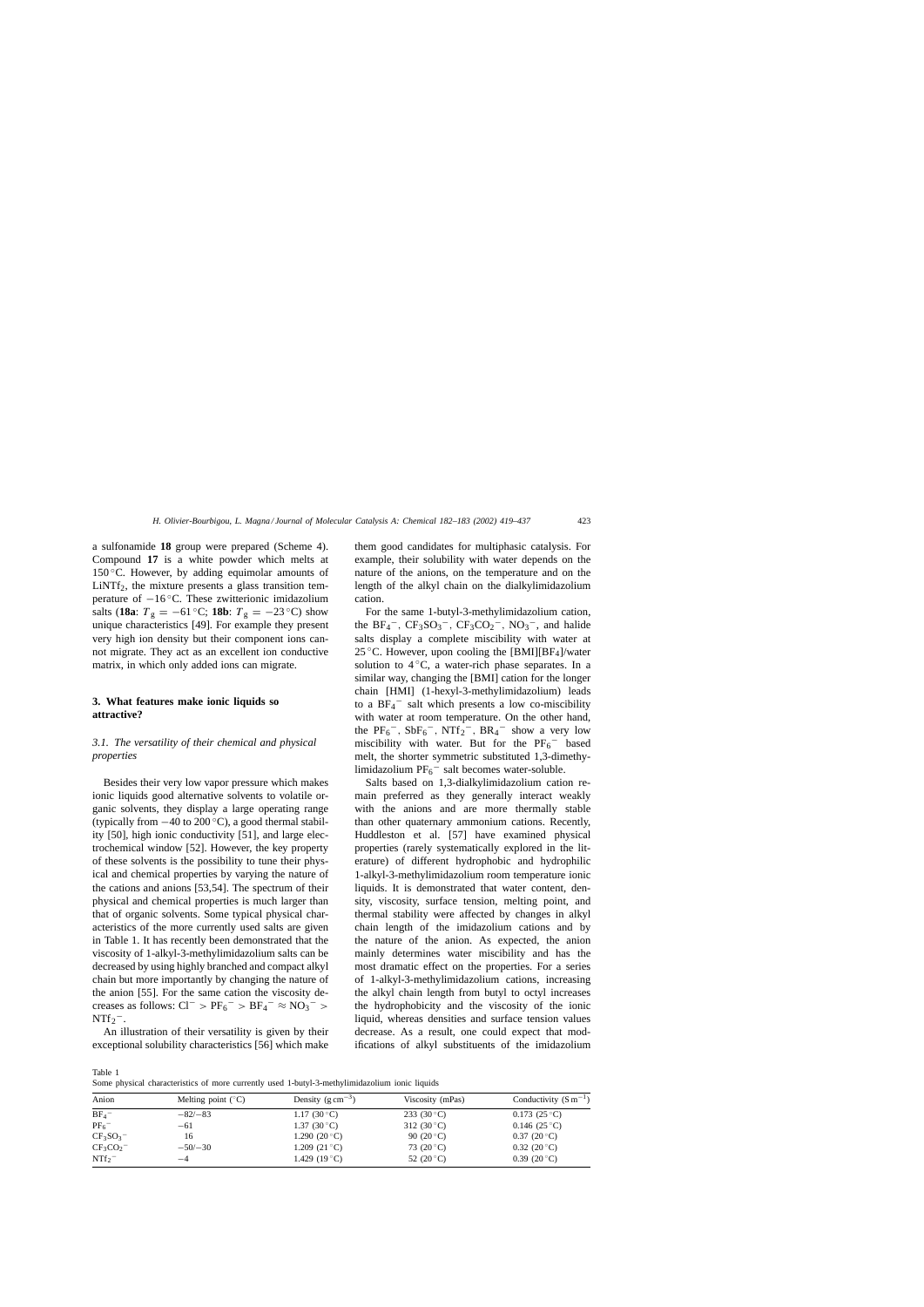a sulfonamide **18** group were prepared (Scheme 4). Compound **17** is a white powder which melts at 150 °C. However, by adding equimolar amounts of $LiNTf_2$, the mixture presents a glass transition temperature of −16 °C. These zwitterionic imidazolium salts (**18a**: $T_g = -61$ °C; **18b**: $T_g = -23$ °C) show unique characteristics [49]. For example they present very high ion density but their component ions cannot migrate. They act as an excellent ion conductive matrix, in which only added ions can migrate.

## 3. What features make ionic liquids so attractive?

### 3.1. The versatility of their chemical and physical properties

Besides their very low vapor pressure which makes ionic liquids good alternative solvents to volatile organic solvents, they display a large operating range (typically from −40 to 200 °C), a good thermal stability [50], high ionic conductivity [51], and large electrochemical window [52]. However, the key property of these solvents is the possibility to tune their physical and chemical properties by varying the nature of the cations and anions [53,54]. The spectrum of their physical and chemical properties is much larger than that of organic solvents. Some typical physical characteristics of the more currently used salts are given in Table 1. It has recently been demonstrated that the viscosity of 1-alkyl-3-methylimidazolium salts can be decreased by using highly branched and compact alkyl chain but more importantly by changing the nature of the anion [55]. For the same cation the viscosity decreases as follows: $Cl^- > PF_6^- > BF_4^- \approx NO_3^- > NTf_2^-$.

An illustration of their versatility is given by their exceptional solubility characteristics [56] which make them good candidates for multiphasic catalysis. For example, their solubility with water depends on the nature of the anions, on the temperature and on the length of the alkyl chain on the dialkylimidazolium cation.

For the same 1-butyl-3-methylimidazolium cation, the $BF_4^-$, $CF_3SO_3^-$, $CF_3CO_2^-$, $NO_3^-$, and halide salts display a complete miscibility with water at 25 °C. However, upon cooling the [BMI][$BF_4$]/water solution to 4 °C, a water-rich phase separates. In a similar way, changing the [BMI] cation for the longer chain [HMI] (1-hexyl-3-methylimidazolium) leads to a $BF_4^-$ salt which presents a low co-miscibility with water at room temperature. On the other hand, the $PF_6^-$, $SbF_6^-$, $NTf_2^-$, $BR_4^-$ show a very low miscibility with water. But for the $PF_6^-$ based melt, the shorter symmetric substituted 1,3-dimethylimidazolium $PF_6^-$ salt becomes water-soluble.

Salts based on 1,3-dialkylimidazolium cation remain preferred as they generally interact weakly with the anions and are more thermally stable than other quaternary ammonium cations. Recently, Huddleston et al. [57] have examined physical properties (rarely systematically explored in the literature) of different hydrophobic and hydrophilic 1-alkyl-3-methylimidazolium room temperature ionic liquids. It is demonstrated that water content, density, viscosity, surface tension, melting point, and thermal stability were affected by changes in alkyl chain length of the imidazolium cations and by the nature of the anion. As expected, the anion mainly determines water miscibility and has the most dramatic effect on the properties. For a series of 1-alkyl-3-methylimidazolium cations, increasing the alkyl chain length from butyl to octyl increases the hydrophobicity and the viscosity of the ionic liquid, whereas densities and surface tension values decrease. As a result, one could expect that modifications of alkyl substituents of the imidazolium

Table 1
Some physical characteristics of more currently used 1-butyl-3-methylimidazolium ionic liquids

| Anion | Melting point (°C) | Density (g cm$^{-3}$) | Viscosity (mPas) | Conductivity (S m$^{-1}$) |
|---|---|---|---|---|
| $BF_4^-$ | −82/−83 | 1.17 (30 °C) | 233 (30 °C) | 0.173 (25 °C) |
| $PF_6^-$ | −61 | 1.37 (30 °C) | 312 (30 °C) | 0.146 (25 °C) |
| $CF_3SO_3^-$ | 16 | 1.290 (20 °C) | 90 (20 °C) | 0.37 (20 °C) |
| $CF_3CO_2^-$ | −50/−30 | 1.209 (21 °C) | 73 (20 °C) | 0.32 (20 °C) |
| $NTf_2^-$ | −4 | 1.429 (19 °C) | 52 (20 °C) | 0.39 (20 °C) |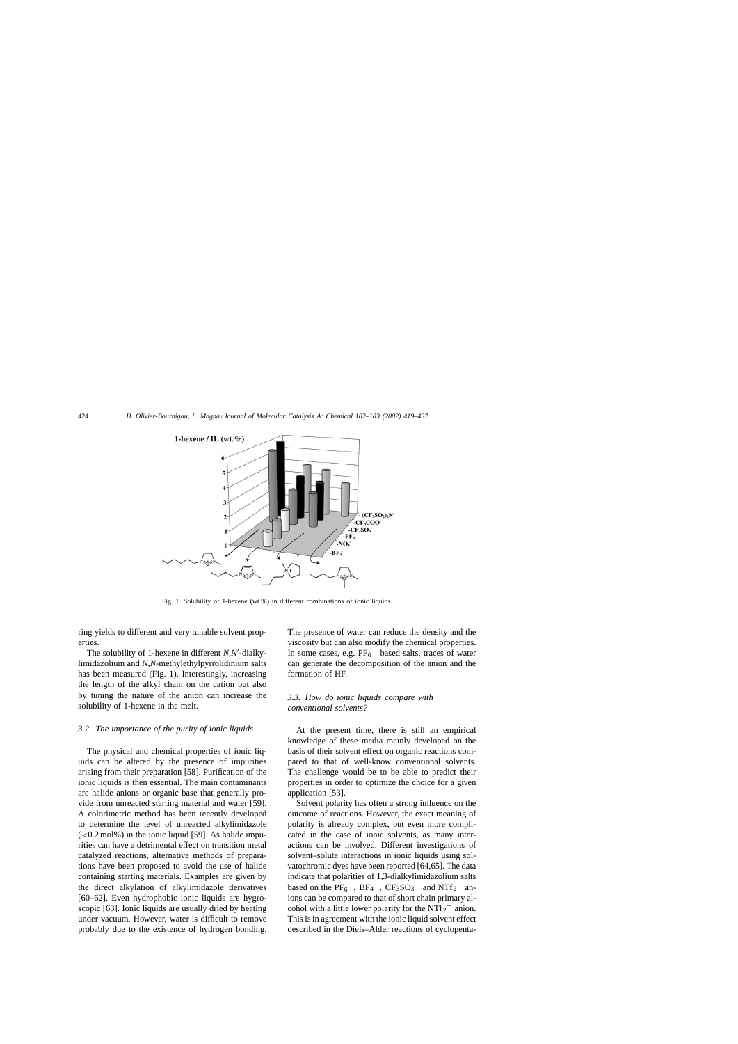Fig. 1. Solubility of 1-hexene (wt.%) in different combinations of ionic liquids.

ring yields to different and very tunable solvent properties.

The solubility of 1-hexene in different *N,N′*-dialkylimidazolium and *N,N*-methylethylpyrrolidinium salts has been measured (Fig. 1). Interestingly, increasing the length of the alkyl chain on the cation but also by tuning the nature of the anion can increase the solubility of 1-hexene in the melt.

### *3.2. The importance of the purity of ionic liquids*

The physical and chemical properties of ionic liquids can be altered by the presence of impurities arising from their preparation [58]. Purification of the ionic liquids is then essential. The main contaminants are halide anions or organic base that generally provide from unreacted starting material and water [59]. A colorimetric method has been recently developed to determine the level of unreacted alkylimidazole ($<0.2$ mol%) in the ionic liquid [59]. As halide impurities can have a detrimental effect on transition metal catalyzed reactions, alternative methods of preparations have been proposed to avoid the use of halide containing starting materials. Examples are given by the direct alkylation of alkylimidazole derivatives [60–62]. Even hydrophobic ionic liquids are hygroscopic [63]. Ionic liquids are usually dried by heating under vacuum. However, water is difficult to remove probably due to the existence of hydrogen bonding. The presence of water can reduce the density and the viscosity but can also modify the chemical properties. In some cases, e.g. $PF_6^-$ based salts, traces of water can generate the decomposition of the anion and the formation of HF.

### *3.3. How do ionic liquids compare with conventional solvents?*

At the present time, there is still an empirical knowledge of these media mainly developed on the basis of their solvent effect on organic reactions compared to that of well-know conventional solvents. The challenge would be to be able to predict their properties in order to optimize the choice for a given application [53].

Solvent polarity has often a strong influence on the outcome of reactions. However, the exact meaning of polarity is already complex, but even more complicated in the case of ionic solvents, as many interactions can be involved. Different investigations of solvent–solute interactions in ionic liquids using solvatochromic dyes have been reported [64,65]. The data indicate that polarities of 1,3-dialkylimidazolium salts based on the $PF_6^-$, $BF_4^-$, $CF_3SO_3^-$ and $NTf_2^-$ anions can be compared to that of short chain primary alcohol with a little lower polarity for the $NTf_2^-$ anion. This is in agreement with the ionic liquid solvent effect described in the Diels–Alder reactions of cyclopenta-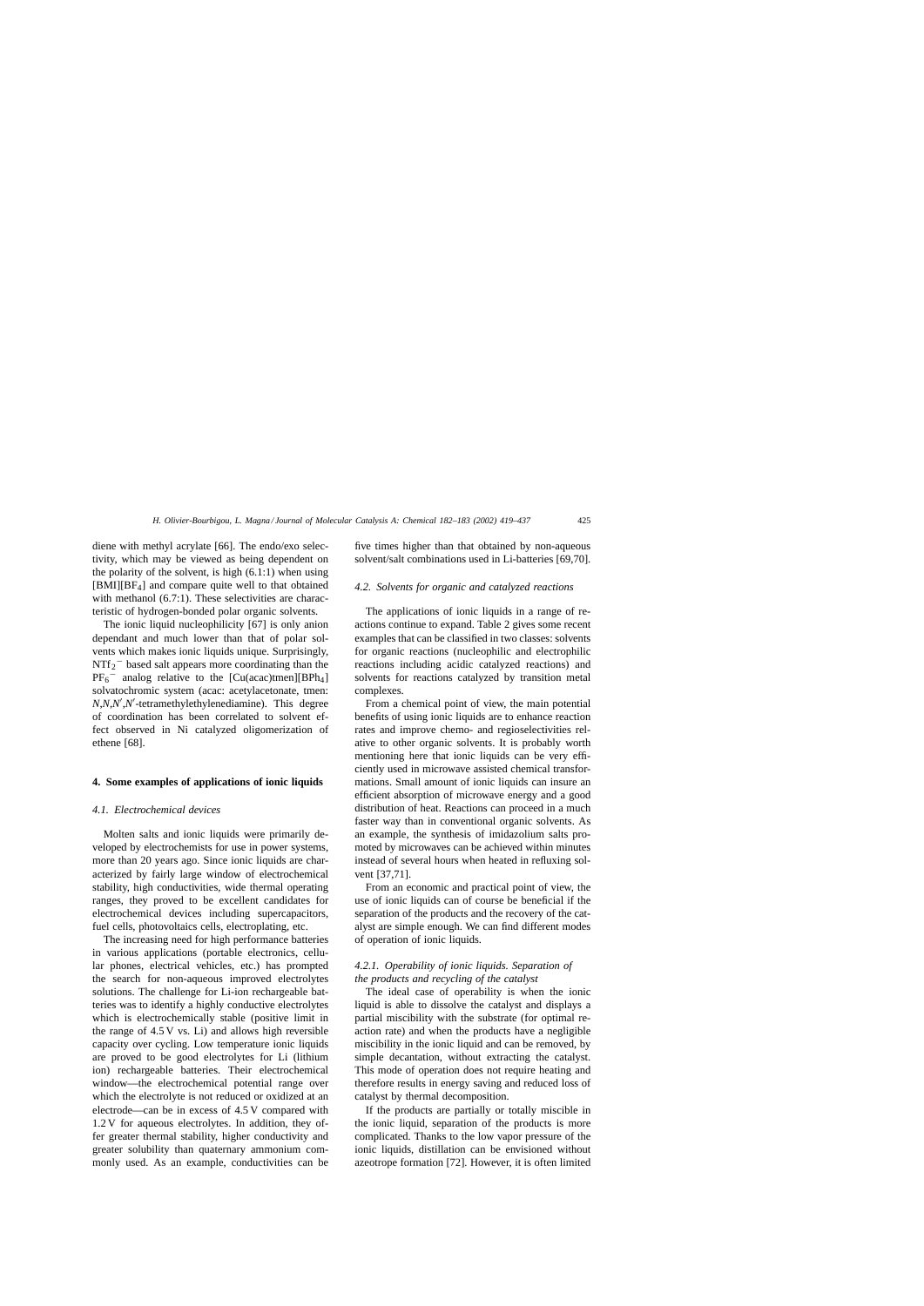diene with methyl acrylate [66]. The endo/exo selectivity, which may be viewed as being dependent on the polarity of the solvent, is high (6.1:1) when using $[BMI][BF_4]$ and compare quite well to that obtained with methanol (6.7:1). These selectivities are characteristic of hydrogen-bonded polar organic solvents.

The ionic liquid nucleophilicity [67] is only anion dependant and much lower than that of polar solvents which makes ionic liquids unique. Surprisingly, $NTf_2^-$ based salt appears more coordinating than the $PF_6^-$ analog relative to the $[Cu(acac)tmen][BPh_4]$ solvatochromic system (acac: acetylacetonate, tmen: *N*,*N*,*N*′,*N*′-tetramethylethylenediamine). This degree of coordination has been correlated to solvent effect observed in Ni catalyzed oligomerization of ethene [68].

## 4. Some examples of applications of ionic liquids

### *4.1. Electrochemical devices*

Molten salts and ionic liquids were primarily developed by electrochemists for use in power systems, more than 20 years ago. Since ionic liquids are characterized by fairly large window of electrochemical stability, high conductivities, wide thermal operating ranges, they proved to be excellent candidates for electrochemical devices including supercapacitors, fuel cells, photovoltaics cells, electroplating, etc.

The increasing need for high performance batteries in various applications (portable electronics, cellular phones, electrical vehicles, etc.) has prompted the search for non-aqueous improved electrolytes solutions. The challenge for Li-ion rechargeable batteries was to identify a highly conductive electrolytes which is electrochemically stable (positive limit in the range of 4.5 V vs. Li) and allows high reversible capacity over cycling. Low temperature ionic liquids are proved to be good electrolytes for Li (lithium ion) rechargeable batteries. Their electrochemical window—the electrochemical potential range over which the electrolyte is not reduced or oxidized at an electrode—can be in excess of 4.5 V compared with 1.2 V for aqueous electrolytes. In addition, they offer greater thermal stability, higher conductivity and greater solubility than quaternary ammonium commonly used. As an example, conductivities can be five times higher than that obtained by non-aqueous solvent/salt combinations used in Li-batteries [69,70].

### *4.2. Solvents for organic and catalyzed reactions*

The applications of ionic liquids in a range of reactions continue to expand. Table 2 gives some recent examples that can be classified in two classes: solvents for organic reactions (nucleophilic and electrophilic reactions including acidic catalyzed reactions) and solvents for reactions catalyzed by transition metal complexes.

From a chemical point of view, the main potential benefits of using ionic liquids are to enhance reaction rates and improve chemo- and regioselectivities relative to other organic solvents. It is probably worth mentioning here that ionic liquids can be very efficiently used in microwave assisted chemical transformations. Small amount of ionic liquids can insure an efficient absorption of microwave energy and a good distribution of heat. Reactions can proceed in a much faster way than in conventional organic solvents. As an example, the synthesis of imidazolium salts promoted by microwaves can be achieved within minutes instead of several hours when heated in refluxing solvent [37,71].

From an economic and practical point of view, the use of ionic liquids can of course be beneficial if the separation of the products and the recovery of the catalyst are simple enough. We can find different modes of operation of ionic liquids.

#### *4.2.1. Operability of ionic liquids. Separation of the products and recycling of the catalyst*

The ideal case of operability is when the ionic liquid is able to dissolve the catalyst and displays a partial miscibility with the substrate (for optimal reaction rate) and when the products have a negligible miscibility in the ionic liquid and can be removed, by simple decantation, without extracting the catalyst. This mode of operation does not require heating and therefore results in energy saving and reduced loss of catalyst by thermal decomposition.

If the products are partially or totally miscible in the ionic liquid, separation of the products is more complicated. Thanks to the low vapor pressure of the ionic liquids, distillation can be envisioned without azeotrope formation [72]. However, it is often limited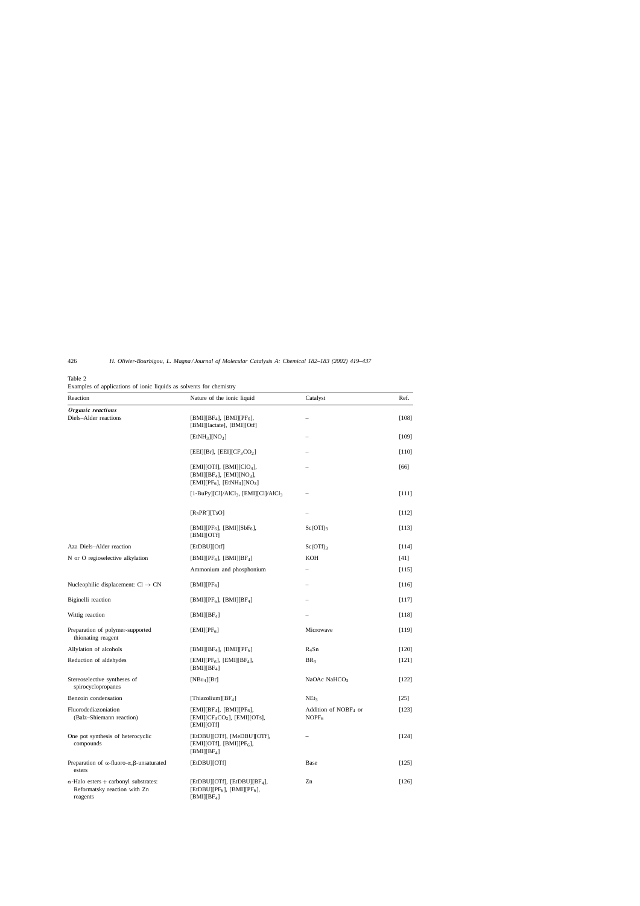Table 2
Examples of applications of ionic liquids as solvents for chemistry

| Reaction | Nature of the ionic liquid | Catalyst | Ref. |
|---|---|---|---|
| ***Organic reactions*** | | | |
| Diels–Alder reactions | [BMI][$BF_4$], [BMI][$PF_6$], [BMI][lactate], [BMI][Otf] | – | [108] |
| | [$EtNH_3$][$NO_3$] | – | [109] |
| | [EEI][Br], [EEI][$CF_3CO_2$] | – | [110] |
| | [EMI][OTf], [BMI][$ClO_4$], [BMI][$BF_4$], [EMI][$NO_3$], [EMI][$PF_6$], [$EtNH_3$][$NO_3$] | – | [66] |
| | [1-BuPy][Cl]/$AlCl_3$, [EMI][Cl]/$AlCl_3$ | – | [111] |
| | [$R_3PR'$][TsO] | – | [112] |
| | [BMI][$PF_6$], [BMI][$SbF_6$], [BMI][OTf] | $Sc(OTf)_3$ | [113] |
| Aza Diels–Alder reaction | [EtDBU][Otf] | $Sc(OTf)_3$ | [114] |
| N or O regioselective alkylation | [BMI][$PF_6$], [BMI][$BF_4$] | KOH | [41] |
| | Ammonium and phosphonium | – | [115] |
| Nucleophilic displacement: Cl $\rightarrow$ CN | [BMI][$PF_6$] | – | [116] |
| Biginelli reaction | [BMI][$PF_6$], [BMI][$BF_4$] | – | [117] |
| Wittig reaction | [BMI][$BF_4$] | – | [118] |
| Preparation of polymer-supported thionating reagent | [EMI][$PF_6$] | Microwave | [119] |
| Allylation of alcohols | [BMI][$BF_4$], [BMI][$PF_6$] | $R_4Sn$ | [120] |
| Reduction of aldehydes | [EMI][$PF_6$], [EMI][$BF_4$], [BMI][$BF_4$] | $BR_3$ | [121] |
| Stereoselective syntheses of spirocyclopropanes | [$NBu_4$][Br] | NaOAc $NaHCO_3$ | [122] |
| Benzoin condensation | [Thiazolium][$BF_4$] | $NEt_3$ | [25] |
| Fluorodediazoniation (Balz–Shiemann reaction) | [EMI][$BF_4$], [BMI][$PF_6$], [EMI][$CF_3CO_2$], [EMI][OTs], [EMI][OTf] | Addition of $NOBF_4$ or $NOPF_6$ | [123] |
| One pot synthesis of heterocyclic compounds | [EtDBU][OTf], [MeDBU][OTf], [EMI][OTf], [BMI][$PF_6$], [BMI][$BF_4$] | – | [124] |
| Preparation of $\alpha$-fluoro-$\alpha$,$\beta$-unsaturated esters | [EtDBU][OTf] | Base | [125] |
| $\alpha$-Halo esters + carbonyl substrates: Reformatsky reaction with Zn reagents | [EtDBU][OTf], [EtDBU][$BF_4$], [EtDBU][$PF_6$], [BMI][$PF_6$], [BMI][$BF_4$] | Zn | [126] |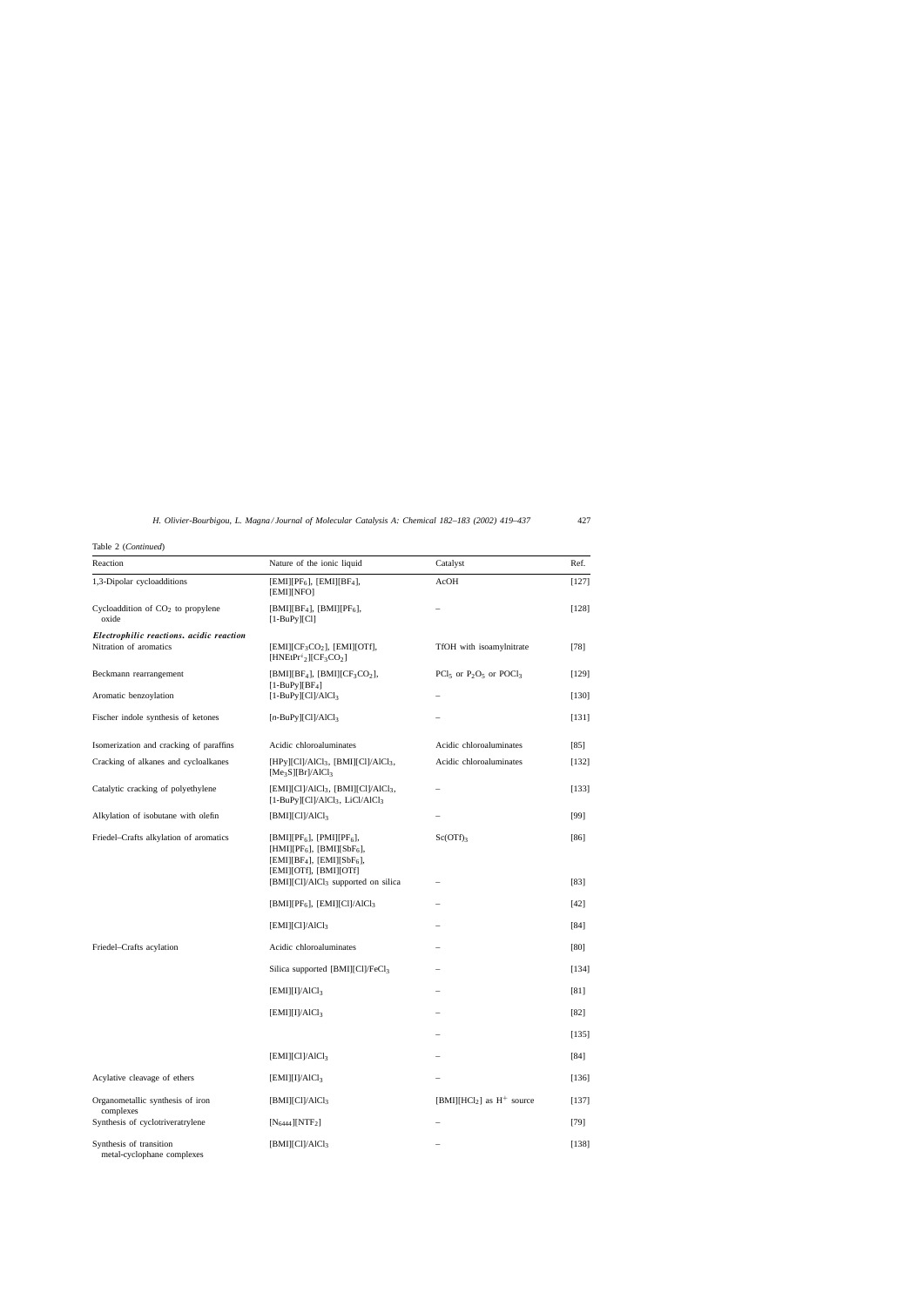Table 2 (*Continued*)

| Reaction | Nature of the ionic liquid | Catalyst | Ref. |
|---|---|---|---|
| 1,3-Dipolar cycloadditions | [EMI][$PF_6$], [EMI][$BF_4$], [EMI][NFO] | AcOH | [127] |
| Cycloaddition of $CO_2$ to propylene oxide | [BMI][$BF_4$], [BMI][$PF_6$], [1-BuPy][Cl] | – | [128] |
| ***Electrophilic reactions, acidic reaction*** | | | |
| Nitration of aromatics | [EMI][$CF_3CO_2$], [EMI][OTf], [$HNEtPr^i_2$][$CF_3CO_2$] | TfOH with isoamylnitrate | [78] |
| Beckmann rearrangement | [BMI][$BF_4$], [BMI][$CF_3CO_2$], [1-BuPy][$BF_4$] | $PCl_5$ or $P_2O_5$ or $POCl_3$ | [129] |
| Aromatic benzoylation | [1-BuPy][Cl]/$AlCl_3$ | – | [130] |
| Fischer indole synthesis of ketones | [*n*-BuPy][Cl]/$AlCl_3$ | – | [131] |
| Isomerization and cracking of paraffins | Acidic chloroaluminates | Acidic chloroaluminates | [85] |
| Cracking of alkanes and cycloalkanes | [HPy][Cl]/$AlCl_3$, [BMI][Cl]/$AlCl_3$, [$Me_3S$][Br]/$AlCl_3$ | Acidic chloroaluminates | [132] |
| Catalytic cracking of polyethylene | [EMI][Cl]/$AlCl_3$, [BMI][Cl]/$AlCl_3$, [1-BuPy][Cl]/$AlCl_3$, LiCl/$AlCl_3$ | – | [133] |
| Alkylation of isobutane with olefin | [BMI][Cl]/$AlCl_3$ | – | [99] |
| Friedel–Crafts alkylation of aromatics | [BMI][$PF_6$], [PMI][$PF_6$], [HMI][$PF_6$], [BMI][$SbF_6$], [EMI][$BF_4$], [EMI][$SbF_6$], [EMI][OTf], [BMI][OTf] | $Sc(OTf)_3$ | [86] |
| | [BMI][Cl]/$AlCl_3$ supported on silica | – | [83] |
| | [BMI][$PF_6$], [EMI][Cl]/$AlCl_3$ | – | [42] |
| | [EMI][Cl]/$AlCl_3$ | – | [84] |
| Friedel–Crafts acylation | Acidic chloroaluminates | – | [80] |
| | Silica supported [BMI][Cl]/$FeCl_3$ | – | [134] |
| | [EMI][I]/$AlCl_3$ | – | [81] |
| | [EMI][I]/$AlCl_3$ | – | [82] |
| | | – | [135] |
| | [EMI][Cl]/$AlCl_3$ | – | [84] |
| Acylative cleavage of ethers | [EMI][I]/$AlCl_3$ | – | [136] |
| Organometallic synthesis of iron complexes | [BMI][Cl]/$AlCl_3$ | [BMI][$HCl_2$] as $H^+$ source | [137] |
| Synthesis of cyclotriveratrylene | [$N_{6444}$][$NTF_2$] | – | [79] |
| Synthesis of transition metal-cyclophane complexes | [BMI][Cl]/$AlCl_3$ | – | [138] |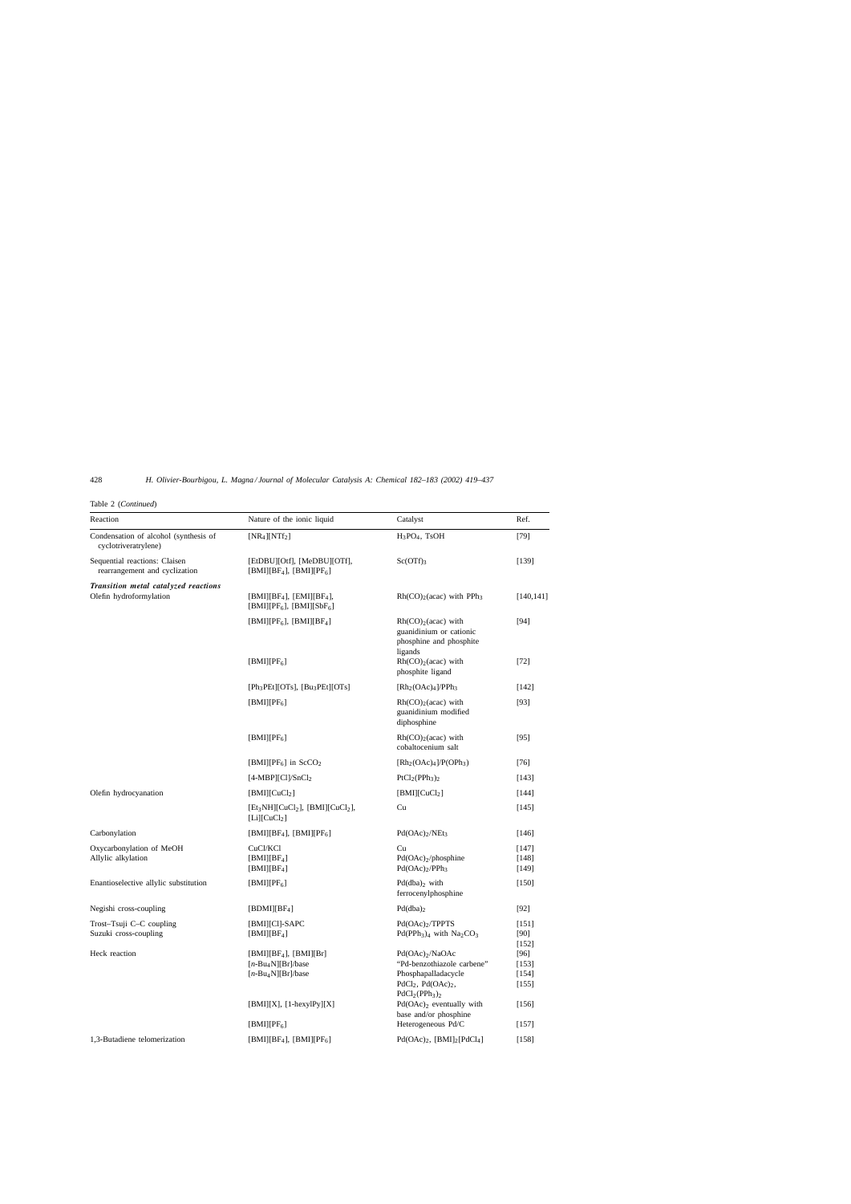Table 2 (*Continued*)

| Reaction | Nature of the ionic liquid | Catalyst | Ref. |
|---|---|---|---|
| Condensation of alcohol (synthesis of cyclotriveratrylene) | $[NR_4][NTf_2]$ | $H_3PO_4$, TsOH | [79] |
| Sequential reactions: Claisen rearrangement and cyclization | [EtDBU][Otf], [MeDBU][OTf], $[BMI][BF_4]$, $[BMI][PF_6]$ | $Sc(OTf)_3$ | [139] |
| ***Transition metal catalyzed reactions*** | | | |
| Olefin hydroformylation | $[BMI][BF_4]$, $[EMI][BF_4]$, $[BMI][PF_6]$, $[BMI][SbF_6]$ | $Rh(CO)_2(acac)$ with $PPh_3$ | [140,141] |
| | $[BMI][PF_6]$, $[BMI][BF_4]$ | $Rh(CO)_2(acac)$ with guanidinium or cationic phosphine and phosphite ligands | [94] |
| | $[BMI][PF_6]$ | $Rh(CO)_2(acac)$ with phosphite ligand | [72] |
| | $[Ph_3PEt][OTs]$, $[Bu_3PEt][OTs]$ | $[Rh_2(OAc)_4]/PPh_3$ | [142] |
| | $[BMI][PF_6]$ | $Rh(CO)_2(acac)$ with guanidinium modified diphosphine | [93] |
| | $[BMI][PF_6]$ | $Rh(CO)_2(acac)$ with cobaltocenium salt | [95] |
| | $[BMI][PF_6]$ in $ScCO_2$ | $[Rh_2(OAc)_4]/P(OPh_3)$ | [76] |
| | [4-MBP][Cl]/$SnCl_2$ | $PtCl_2(PPh_3)_2$ | [143] |
| Olefin hydrocyanation | $[BMI][CuCl_2]$ | $[BMI][CuCl_2]$ | [144] |
| | $[Et_3NH][CuCl_2]$, $[BMI][CuCl_2]$, $[Li][CuCl_2]$ | Cu | [145] |
| Carbonylation | $[BMI][BF_4]$, $[BMI][PF_6]$ | $Pd(OAc)_2/NEt_3$ | [146] |
| Oxycarbonylation of MeOH | CuCl/KCl | Cu | [147] |
| Allylic alkylation | $[BMI][BF_4]$ | $Pd(OAc)_2$/phosphine | [148] |
| | $[BMI][BF_4]$ | $Pd(OAc)_2/PPh_3$ | [149] |
| Enantioselective allylic substitution | $[BMI][PF_6]$ | $Pd(dba)_2$ with ferrocenylphosphine | [150] |
| Negishi cross-coupling | $[BDMI][BF_4]$ | $Pd(dba)_2$ | [92] |
| Trost–Tsuji C–C coupling | [BMI][Cl]-SAPC | $Pd(OAc)_2$/TPPTS | [151] |
| Suzuki cross-coupling | $[BMI][BF_4]$ | $Pd(PPh_3)_4$ with $Na_2CO_3$ | [90] [152] |
| Heck reaction | $[BMI][BF_4]$, [BMI][Br] | $Pd(OAc)_2$/NaOAc | [96] |
| | $[n-Bu_4N]$[Br]/base | "Pd-benzothiazole carbene" | [153] |
| | $[n-Bu_4N]$[Br]/base | Phosphapalladacycle | [154] |
| | | $PdCl_2$, $Pd(OAc)_2$, $PdCl_2(PPh_3)_2$ | [155] |
| | [BMI][X], [1-hexylPy][X] | $Pd(OAc)_2$ eventually with base and/or phosphine | [156] |
| | $[BMI][PF_6]$ | Heterogeneous Pd/C | [157] |
| 1,3-Butadiene telomerization | $[BMI][BF_4]$, $[BMI][PF_6]$ | $Pd(OAc)_2$, $[BMI]_2[PdCl_4]$ | [158] |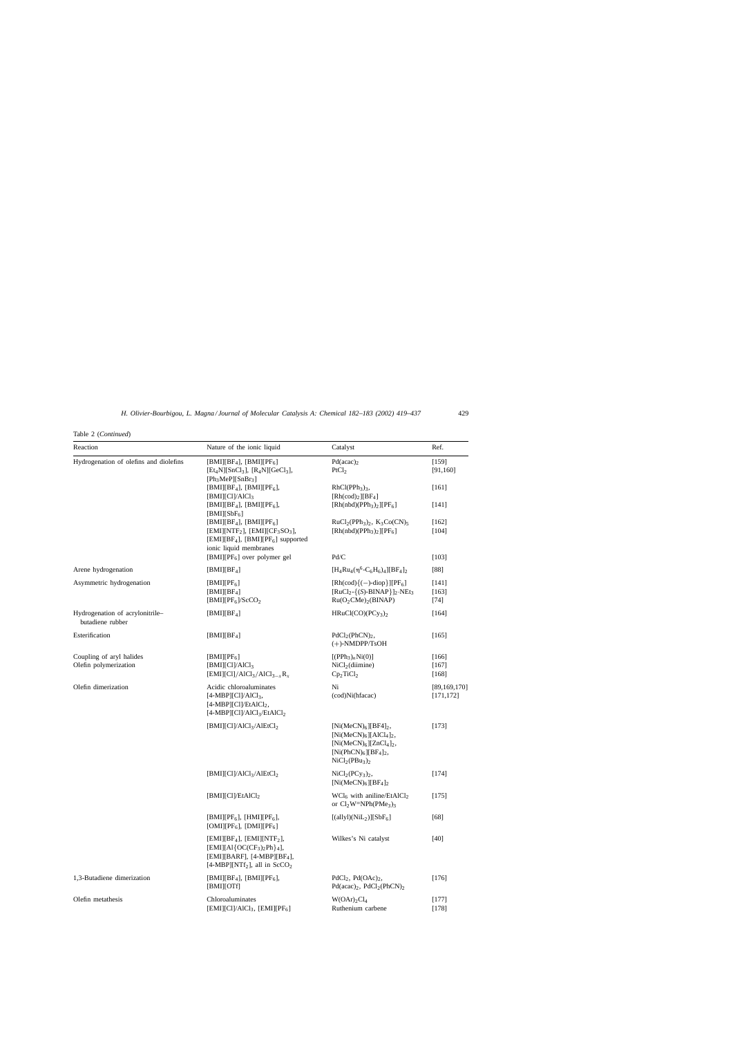Table 2 (*Continued*)

| Reaction | Nature of the ionic liquid | Catalyst | Ref. |
| --- | --- | --- | --- |
| Hydrogenation of olefins and diolefins | [BMI][$BF_4$], [BMI][$PF_6$] | $Pd(acac)_2$ | [159] |
| | [$Et_4N$][$SnCl_3$], [$R_4N$][$GeCl_3$], [$Ph_3MeP$][$SnBr_3$] | $PtCl_2$ | [91,160] |
| | [BMI][$BF_4$], [BMI][$PF_6$], [BMI][Cl]/$AlCl_3$ | $RhCl(PPh_3)_3$, [$Rh(cod)_2$][$BF_4$] | [161] |
| | [BMI][$BF_4$], [BMI][$PF_6$], [BMI][$SbF_6$] | [$Rh(nbd)(PPh_3)_2$][$PF_6$] | [141] |
| | [BMI][$BF_4$], [BMI][$PF_6$] | $RuCl_2(PPh_3)_2$, $K_3Co(CN)_5$ | [162] |
| | [EMI][$NTF_2$], [EMI][$CF_3SO_3$], [EMI][$BF_4$], [BMI][$PF_6$] supported ionic liquid membranes | [$Rh(nbd)(PPh_3)_2$][$PF_6$] | [104] |
| | [BMI][$PF_6$] over polymer gel | Pd/C | [103] |
| Arene hydrogenation | [BMI][$BF_4$] | [$H_4Ru_4(\eta^6\text{-}C_6H_6)_4$][$BF_4$]$_2$ | [88] |
| Asymmetric hydrogenation | [BMI][$PF_6$] | [Rh(cod){(−)-diop}][$PF_6$] | [141] |
| | [BMI][$BF_4$] | [$RuCl_2$-{(*S*)-BINAP}]$_2$·$NEt_3$ | [163] |
| | [BMI][$PF_6$]/Sc$CO_2$ | $Ru(O_2CMe)_2$(BINAP) | [74] |
| Hydrogenation of acrylonitrile–butadiene rubber | [BMI][$BF_4$] | $HRuCl(CO)(PCy_3)_2$ | [164] |
| Esterification | [BMI][$BF_4$] | $PdCl_2(PhCN)_2$, (+)-NMDPP/TsOH | [165] |
| Coupling of aryl halides | [BMI][$PF_6$] | [$(PPh_3)_n$Ni(0)] | [166] |
| Olefin polymerization | [BMI][Cl]/$AlCl_3$ | $NiCl_2$(diimine) | [167] |
| | [EMI][Cl]/$AlCl_3$/$AlCl_{3-x}R_x$ | $Cp_2TiCl_2$ | [168] |
| Olefin dimerization | Acidic chloroaluminates | Ni | [89,169,170] |
| | [4-MBP][Cl]/$AlCl_3$, [4-MBP][Cl]/$EtAlCl_2$, [4-MBP][Cl]/$AlCl_3$/$EtAlCl_2$ | (cod)Ni(hfacac) | [171,172] |
| | [BMI][Cl]/$AlCl_3$/$AlEtCl_2$ | [$Ni(MeCN)_6$][$BF_4$]$_2$, [$Ni(MeCN)_6$][$AlCl_4$]$_2$, [$Ni(MeCN)_6$][$ZnCl_4$]$_2$, [$Ni(PhCN)_6$][$BF_4$]$_2$, $NiCl_2(PBu_3)_2$ | [173] |
| | [BMI][Cl]/$AlCl_3$/$AlEtCl_2$ | $NiCl_2(PCy_3)_2$, [$Ni(MeCN)_6$][$BF_4$]$_2$ | [174] |
| | [BMI][Cl]/$EtAlCl_2$ | $WCl_6$ with aniline/$EtAlCl_2$ or $Cl_2W$=$NPh(PMe_3)_3$ | [175] |
| | [BMI][$PF_6$], [HMI][$PF_6$], [OMI][$PF_6$], [DMI][$PF_6$] | [(allyl)($NiL_2$)][$SbF_6$] | [68] |
| | [EMI][$BF_4$], [EMI][$NTF_2$], [EMI][Al{$OC(CF_3)_2Ph$}$_4$], [EMI][BARF], [4-MBP][$BF_4$], [4-MBP][$NTf_2$], all in Sc$CO_2$ | Wilkes's Ni catalyst | [40] |
| 1,3-Butadiene dimerization | [BMI][$BF_4$], [BMI][$PF_6$], [BMI][OTf] | $PdCl_2$, $Pd(OAc)_2$, $Pd(acac)_2$, $PdCl_2(PhCN)_2$ | [176] |
| Olefin metathesis | Chloroaluminates | $W(OAr)_2Cl_4$ | [177] |
| | [EMI][Cl]/$AlCl_3$, [EMI][$PF_6$] | Ruthenium carbene | [178] |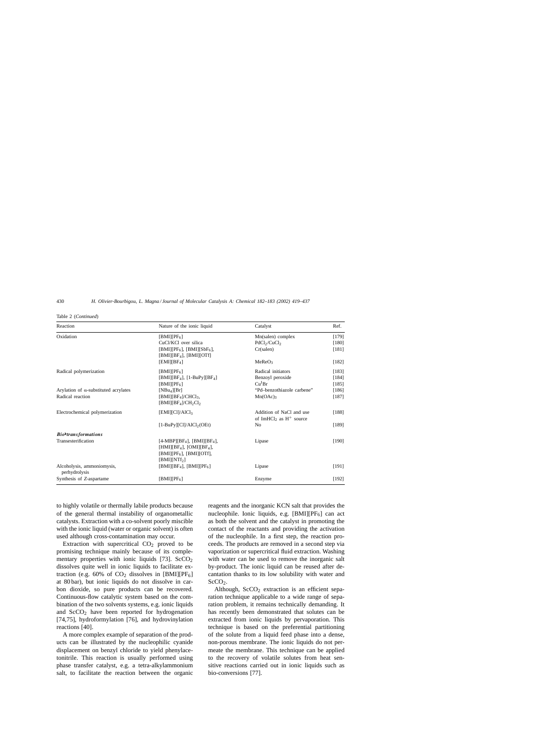Table 2 (*Continued*)

| Reaction | Nature of the ionic liquid | Catalyst | Ref. |
|---|---|---|---|
| Oxidation | [BMI][$PF_6$] | Mn(salen) complex | [179] |
| | CuCl/KCl over silica | $PdCl_2$/$CuCl_2$ | [180] |
| | [BMI][$PF_6$], [BMI][$SbF_6$], [BMI][$BF_4$], [BMI][OTf] | Cr(salen) | [181] |
| | [EMI][$BF_4$] | $MeReO_3$ | [182] |
| Radical polymerization | [BMI][$PF_6$] | Radical initiators | [183] |
| | [BMI][$BF_4$], [1-BuPy][$BF_4$] | Benzoyl peroxide | [184] |
| | [BMI][$PF_6$] | $Cu^{I}Br$ | [185] |
| Arylation of α-substituted acrylates | [$NBu_4$][Br] | "Pd–benzothiazole carbene" | [186] |
| Radical reaction | [BMI][$BF_4$]/$CHCl_3$, [BMI][$BF_4$]/$CH_2Cl_2$ | $Mn(OAc)_3$ | [187] |
| Electrochemical polymerization | [EMI][Cl]/$AlCl_3$ | Addition of NaCl and use of $ImHCl_2$ as $H^+$ source | [188] |
| | [1-BuPy][Cl]/$AlCl_2$(OEt) | No | [189] |
| ***Biotransformations*** | | | |
| Transesterification | [4-MBP][$BF_4$], [BMI][$BF_4$], [HMI][$BF_4$], [OMI][$BF_4$], [BMI][$PF_6$], [BMI][OTf], [BMI][$NTf_2$] | Lipase | [190] |
| Alcoholysis, ammoniomysis, perhydrolysis | [BMI][$BF_4$], [BMI][$PF_6$] | Lipase | [191] |
| Synthesis of *Z*-aspartame | [BMI][$PF_6$] | Enzyme | [192] |

to highly volatile or thermally labile products because of the general thermal instability of organometallic catalysts. Extraction with a co-solvent poorly miscible with the ionic liquid (water or organic solvent) is often used although cross-contamination may occur.

Extraction with supercritical $CO_2$ proved to be promising technique mainly because of its complementary properties with ionic liquids [73]. $ScCO_2$ dissolves quite well in ionic liquids to facilitate extraction (e.g. 60% of $CO_2$ dissolves in [BMI][$PF_6$] at 80 bar), but ionic liquids do not dissolve in carbon dioxide, so pure products can be recovered. Continuous-flow catalytic system based on the combination of the two solvents systems, e.g. ionic liquids and $ScCO_2$ have been reported for hydrogenation [74,75], hydroformylation [76], and hydrovinylation reactions [40].

A more complex example of separation of the products can be illustrated by the nucleophilic cyanide displacement on benzyl chloride to yield phenylacetonitrile. This reaction is usually performed using phase transfer catalyst, e.g. a tetra-alkylammonium salt, to facilitate the reaction between the organic reagents and the inorganic KCN salt that provides the nucleophile. Ionic liquids, e.g. [BMI][$PF_6$] can act as both the solvent and the catalyst in promoting the contact of the reactants and providing the activation of the nucleophile. In a first step, the reaction proceeds. The products are removed in a second step via vaporization or supercritical fluid extraction. Washing with water can be used to remove the inorganic salt by-product. The ionic liquid can be reused after decantation thanks to its low solubility with water and $ScCO_2$.

Although, $ScCO_2$ extraction is an efficient separation technique applicable to a wide range of separation problem, it remains technically demanding. It has recently been demonstrated that solutes can be extracted from ionic liquids by pervaporation. This technique is based on the preferential partitioning of the solute from a liquid feed phase into a dense, non-porous membrane. The ionic liquids do not permeate the membrane. This technique can be applied to the recovery of volatile solutes from heat sensitive reactions carried out in ionic liquids such as bio-conversions [77].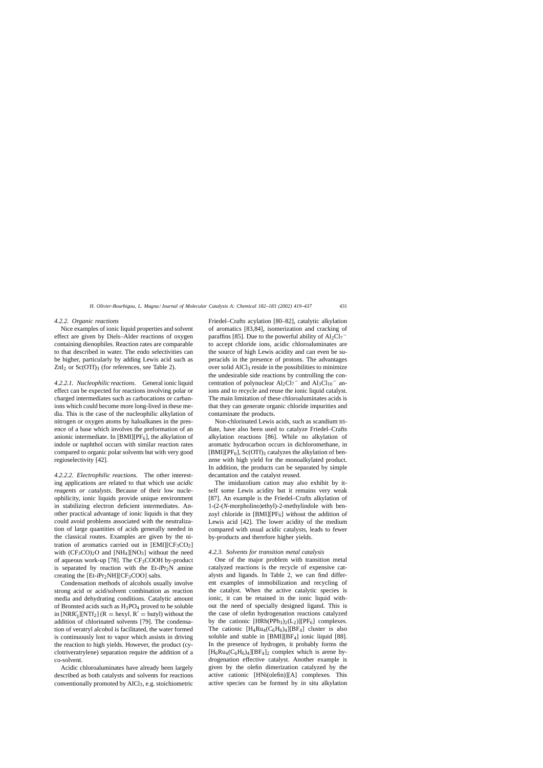#### 4.2.2. Organic reactions

Nice examples of ionic liquid properties and solvent effect are given by Diels–Alder reactions of oxygen containing dienophiles. Reaction rates are comparable to that described in water. The endo selectivities can be higher, particularly by adding Lewis acid such as $ZnI_2$ or $Sc(OTf)_3$ (for references, see Table 2).

##### 4.2.2.1. Nucleophilic reactions.

General ionic liquid effect can be expected for reactions involving polar or charged intermediates such as carbocations or carbanions which could become more long-lived in these media. This is the case of the nucleophilic alkylation of nitrogen or oxygen atoms by haloalkanes in the presence of a base which involves the preformation of an anionic intermediate. In [BMI][$PF_6$], the alkylation of indole or naphthol occurs with similar reaction rates compared to organic polar solvents but with very good regioselectivity [42].

##### 4.2.2.2. Electrophilic reactions.

The other interesting applications are related to that which use *acidic reagents or catalysts*. Because of their low nucleophilicity, ionic liquids provide unique environment in stabilizing electron deficient intermediates. Another practical advantage of ionic liquids is that they could avoid problems associated with the neutralization of large quantities of acids generally needed in the classical routes. Examples are given by the nitration of aromatics carried out in [EMI][$CF_3CO_2$] with $(CF_3CO)_2O$ and [$NH_4$][$NO_3$] without the need of aqueous work-up [78]. The $CF_3COOH$ by-product is separated by reaction with the Et-*i*$Pr_2$N amine creating the [Et-*i*$Pr_2$NH][$CF_3COO$] salts.

Condensation methods of alcohols usually involve strong acid or acid/solvent combination as reaction media and dehydrating conditions. Catalytic amount of Bronsted acids such as $H_3PO_4$ proved to be soluble in [$NRR'_3$][$NTf_2$] (R = hexyl, R′ = butyl) without the addition of chlorinated solvents [79]. The condensation of veratryl alcohol is facilitated, the water formed is continuously lost to vapor which assists in driving the reaction to high yields. However, the product (cyclotriveratrylene) separation require the addition of a co-solvent.

Acidic chloroaluminates have already been largely described as both catalysts and solvents for reactions conventionally promoted by $AlCl_3$, e.g. stoichiometric Friedel–Crafts acylation [80–82], catalytic alkylation of aromatics [83,84], isomerization and cracking of paraffins [85]. Due to the powerful ability of $Al_2Cl_7^-$ to accept chloride ions, acidic chloroaluminates are the source of high Lewis acidity and can even be superacids in the presence of protons. The advantages over solid $AlCl_3$ reside in the possibilities to minimize the undesirable side reactions by controlling the concentration of polynuclear $Al_2Cl_7^-$ and $Al_3Cl_{10}^-$ anions and to recycle and reuse the ionic liquid catalyst. The main limitation of these chloroaluminates acids is that they can generate organic chloride impurities and contaminate the products.

Non-chlorinated Lewis acids, such as scandium triflate, have also been used to catalyze Friedel–Crafts alkylation reactions [86]. While no alkylation of aromatic hydrocarbon occurs in dichloromethane, in [BMI][$PF_6$], $Sc(OTf)_3$ catalyzes the alkylation of benzene with high yield for the monoalkylated product. In addition, the products can be separated by simple decantation and the catalyst reused.

The imidazolium cation may also exhibit by itself some Lewis acidity but it remains very weak [87]. An example is the Friedel–Crafts alkylation of 1-(2-(*N*-morpholino)ethyl)-2-methylindole with benzoyl chloride in [BMI][$PF_6$] without the addition of Lewis acid [42]. The lower acidity of the medium compared with usual acidic catalysts, leads to fewer by-products and therefore higher yields.

#### 4.2.3. Solvents for transition metal catalysis

One of the major problem with transition metal catalyzed reactions is the recycle of expensive catalysts and ligands. In Table 2, we can find different examples of immobilization and recycling of the catalyst. When the active catalytic species is ionic, it can be retained in the ionic liquid without the need of specially designed ligand. This is the case of olefin hydrogenation reactions catalyzed by the cationic [$HRh(PPh_3)_2(L_2)$][$PF_6$] complexes. The cationic [$H_4Ru_4(C_6H_6)_4$][$BF_4$] cluster is also soluble and stable in [BMI][$BF_4$] ionic liquid [88]. In the presence of hydrogen, it probably forms the [$H_6Ru_4(C_6H_6)_4$][$BF_4$]$_2$ complex which is arene hydrogenation effective catalyst. Another example is given by the olefin dimerization catalyzed by the active cationic [HNi(olefin)][A] complexes. This active species can be formed by in situ alkylation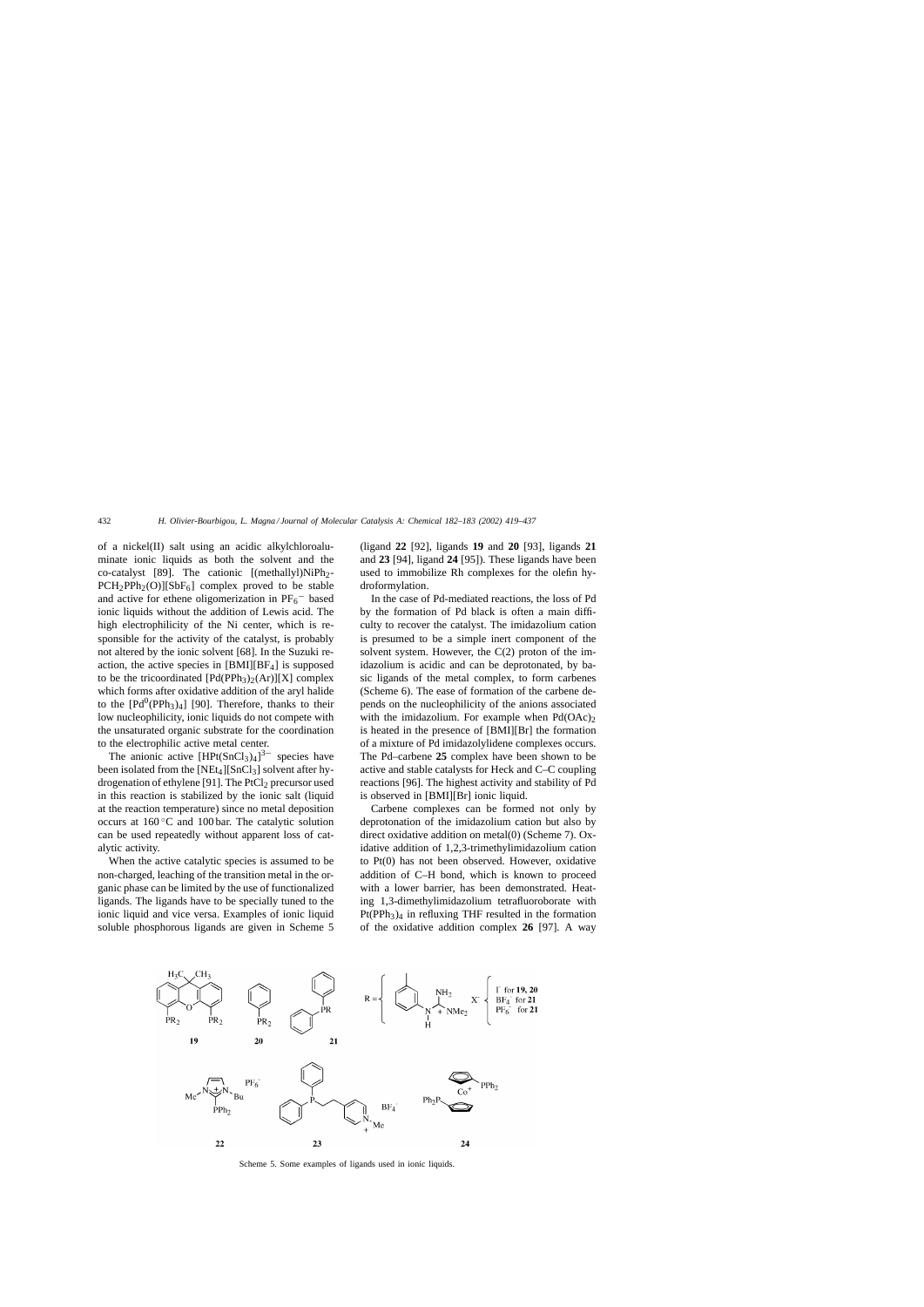of a nickel(II) salt using an acidic alkylchloroaluminate ionic liquids as both the solvent and the co-catalyst [89]. The cationic [(methallyl)$NiPh_2$-$PCH_2PPh_2(O)$][$SbF_6$] complex proved to be stable and active for ethene oligomerization in $PF_6^-$ based ionic liquids without the addition of Lewis acid. The high electrophilicity of the Ni center, which is responsible for the activity of the catalyst, is probably not altered by the ionic solvent [68]. In the Suzuki reaction, the active species in [BMI][$BF_4$] is supposed to be the tricoordinated [$Pd(PPh_3)_2(Ar)$][X] complex which forms after oxidative addition of the aryl halide to the [$Pd^0(PPh_3)_4$] [90]. Therefore, thanks to their low nucleophilicity, ionic liquids do not compete with the unsaturated organic substrate for the coordination to the electrophilic active metal center.

The anionic active $[HPt(SnCl_3)_4]^{3-}$ species have been isolated from the [$NEt_4$][$SnCl_3$] solvent after hydrogenation of ethylene [91]. The $PtCl_2$ precursor used in this reaction is stabilized by the ionic salt (liquid at the reaction temperature) since no metal deposition occurs at 160 °C and 100 bar. The catalytic solution can be used repeatedly without apparent loss of catalytic activity.

When the active catalytic species is assumed to be non-charged, leaching of the transition metal in the organic phase can be limited by the use of functionalized ligands. The ligands have to be specially tuned to the ionic liquid and vice versa. Examples of ionic liquid soluble phosphorous ligands are given in Scheme 5 (ligand **22** [92], ligands **19** and **20** [93], ligands **21** and **23** [94], ligand **24** [95]). These ligands have been used to immobilize Rh complexes for the olefin hydroformylation.

In the case of Pd-mediated reactions, the loss of Pd by the formation of Pd black is often a main difficulty to recover the catalyst. The imidazolium cation is presumed to be a simple inert component of the solvent system. However, the C(2) proton of the imidazolium is acidic and can be deprotonated, by basic ligands of the metal complex, to form carbenes (Scheme 6). The ease of formation of the carbene depends on the nucleophilicity of the anions associated with the imidazolium. For example when $Pd(OAc)_2$ is heated in the presence of [BMI][Br] the formation of a mixture of Pd imidazolylidene complexes occurs. The Pd–carbene **25** complex have been shown to be active and stable catalysts for Heck and C–C coupling reactions [96]. The highest activity and stability of Pd is observed in [BMI][Br] ionic liquid.

Carbene complexes can be formed not only by deprotonation of the imidazolium cation but also by direct oxidative addition on metal(0) (Scheme 7). Oxidative addition of 1,2,3-trimethylimidazolium cation to Pt(0) has not been observed. However, oxidative addition of C–H bond, which is known to proceed with a lower barrier, has been demonstrated. Heating 1,3-dimethylimidazolium tetrafluoroborate with $Pt(PPh_3)_4$ in refluxing THF resulted in the formation of the oxidative addition complex **26** [97]. A way

Scheme 5. Some examples of ligands used in ionic liquids.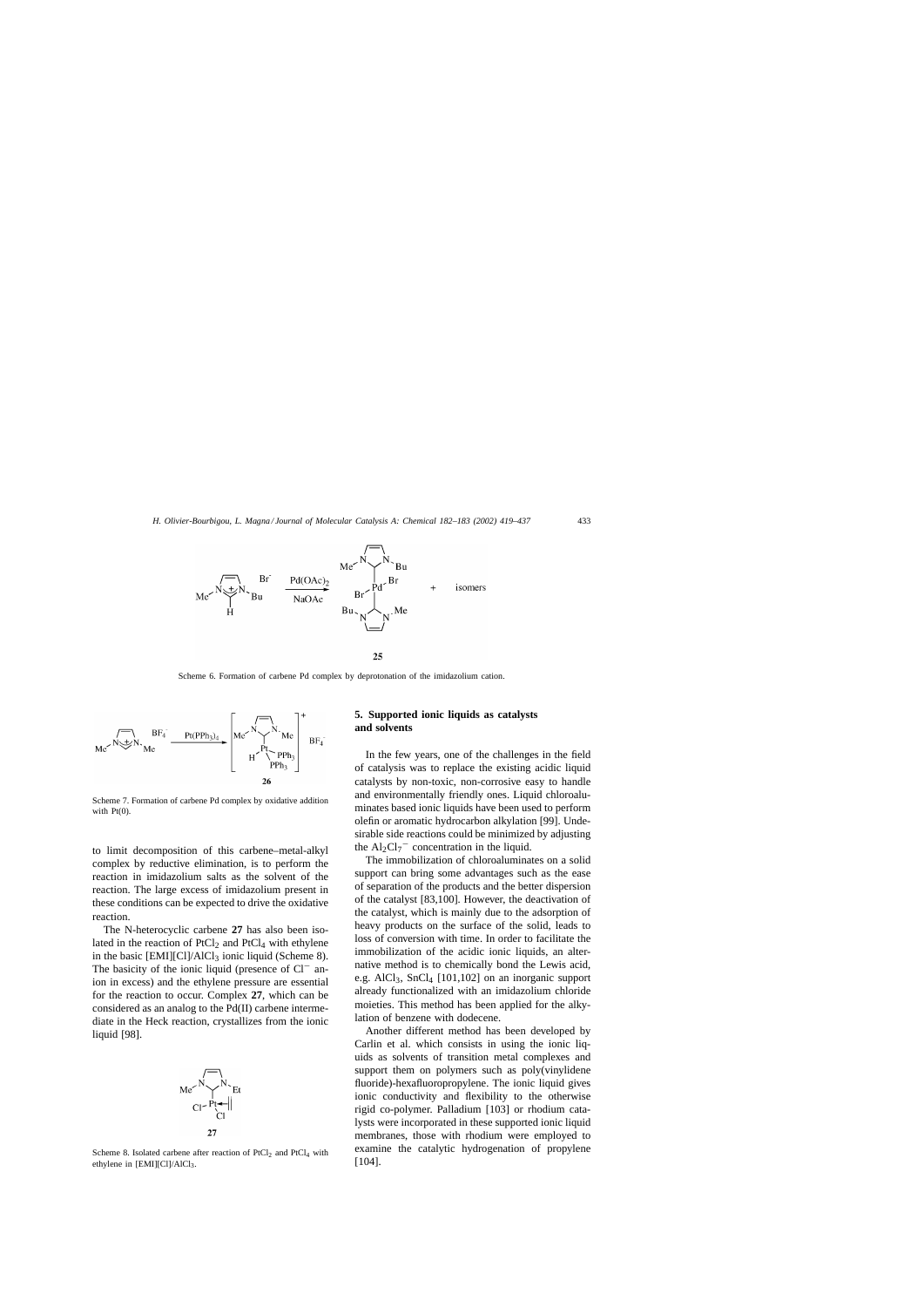Scheme 6. Formation of carbene Pd complex by deprotonation of the imidazolium cation.

Scheme 7. Formation of carbene Pd complex by oxidative addition with Pt(0).

to limit decomposition of this carbene–metal-alkyl complex by reductive elimination, is to perform the reaction in imidazolium salts as the solvent of the reaction. The large excess of imidazolium present in these conditions can be expected to drive the oxidative reaction.

The N-heterocyclic carbene **27** has also been isolated in the reaction of $PtCl_2$ and $PtCl_4$ with ethylene in the basic [EMI][Cl]/$AlCl_3$ ionic liquid (Scheme 8). The basicity of the ionic liquid (presence of $Cl^-$ anion in excess) and the ethylene pressure are essential for the reaction to occur. Complex **27**, which can be considered as an analog to the Pd(II) carbene intermediate in the Heck reaction, crystallizes from the ionic liquid [98].

Scheme 8. Isolated carbene after reaction of $PtCl_2$ and $PtCl_4$ with ethylene in [EMI][Cl]/$AlCl_3$.

## 5. Supported ionic liquids as catalysts and solvents

In the few years, one of the challenges in the field of catalysis was to replace the existing acidic liquid catalysts by non-toxic, non-corrosive easy to handle and environmentally friendly ones. Liquid chloroaluminates based ionic liquids have been used to perform olefin or aromatic hydrocarbon alkylation [99]. Undesirable side reactions could be minimized by adjusting the $Al_2Cl_7^-$ concentration in the liquid.

The immobilization of chloroaluminates on a solid support can bring some advantages such as the ease of separation of the products and the better dispersion of the catalyst [83,100]. However, the deactivation of the catalyst, which is mainly due to the adsorption of heavy products on the surface of the solid, leads to loss of conversion with time. In order to facilitate the immobilization of the acidic ionic liquids, an alternative method is to chemically bond the Lewis acid, e.g. $AlCl_3$, $SnCl_4$ [101,102] on an inorganic support already functionalized with an imidazolium chloride moieties. This method has been applied for the alkylation of benzene with dodecene.

Another different method has been developed by Carlin et al. which consists in using the ionic liquids as solvents of transition metal complexes and support them on polymers such as poly(vinylidene fluoride)-hexafluoropropylene. The ionic liquid gives ionic conductivity and flexibility to the otherwise rigid co-polymer. Palladium [103] or rhodium catalysts were incorporated in these supported ionic liquid membranes, those with rhodium were employed to examine the catalytic hydrogenation of propylene [104].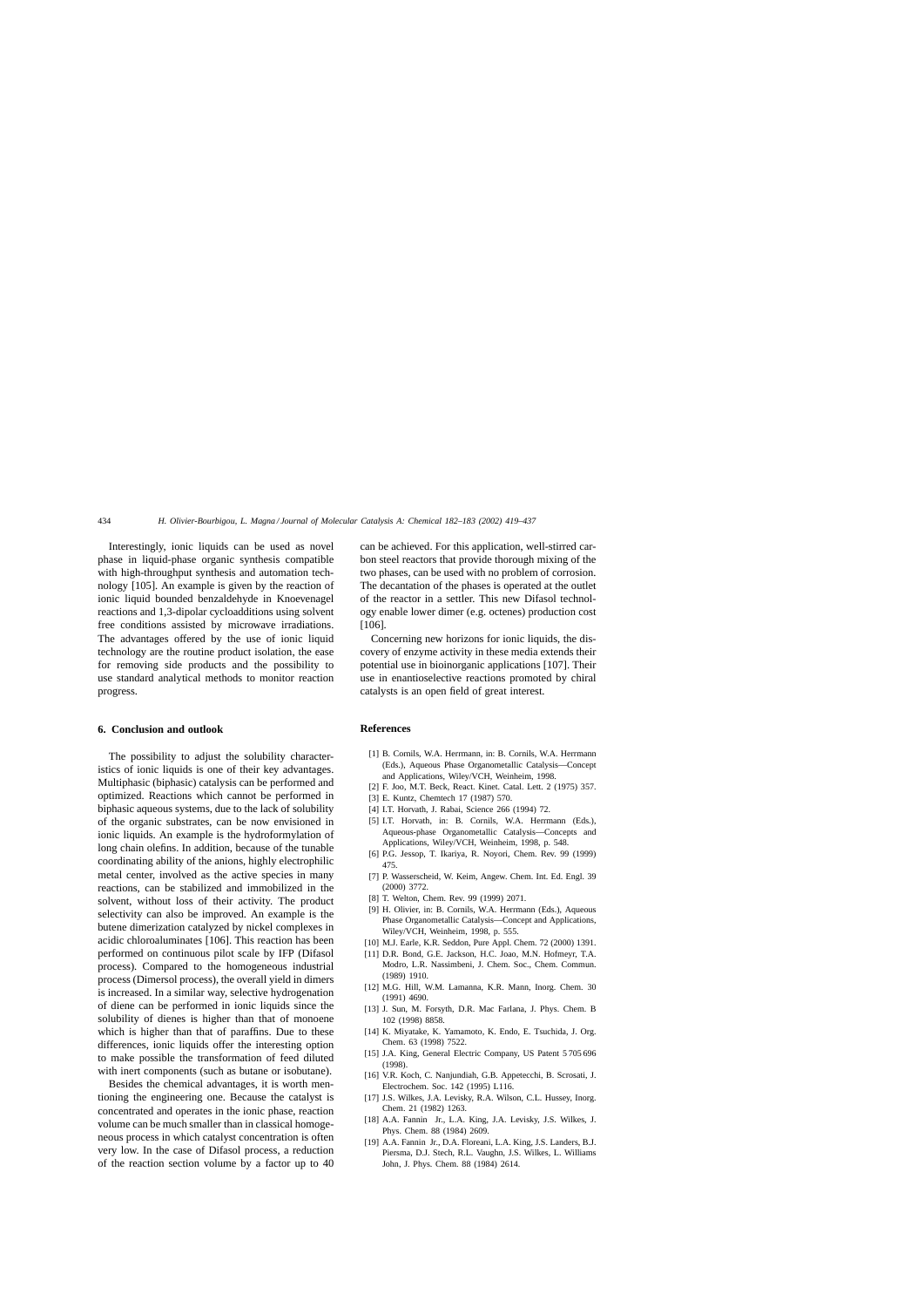Interestingly, ionic liquids can be used as novel phase in liquid-phase organic synthesis compatible with high-throughput synthesis and automation technology [105]. An example is given by the reaction of ionic liquid bounded benzaldehyde in Knoevenagel reactions and 1,3-dipolar cycloadditions using solvent free conditions assisted by microwave irradiations. The advantages offered by the use of ionic liquid technology are the routine product isolation, the ease for removing side products and the possibility to use standard analytical methods to monitor reaction progress.

## 6. Conclusion and outlook

The possibility to adjust the solubility characteristics of ionic liquids is one of their key advantages. Multiphasic (biphasic) catalysis can be performed and optimized. Reactions which cannot be performed in biphasic aqueous systems, due to the lack of solubility of the organic substrates, can be now envisioned in ionic liquids. An example is the hydroformylation of long chain olefins. In addition, because of the tunable coordinating ability of the anions, highly electrophilic metal center, involved as the active species in many reactions, can be stabilized and immobilized in the solvent, without loss of their activity. The product selectivity can also be improved. An example is the butene dimerization catalyzed by nickel complexes in acidic chloroaluminates [106]. This reaction has been performed on continuous pilot scale by IFP (Difasol process). Compared to the homogeneous industrial process (Dimersol process), the overall yield in dimers is increased. In a similar way, selective hydrogenation of diene can be performed in ionic liquids since the solubility of dienes is higher than that of monoene which is higher than that of paraffins. Due to these differences, ionic liquids offer the interesting option to make possible the transformation of feed diluted with inert components (such as butane or isobutane).

Besides the chemical advantages, it is worth mentioning the engineering one. Because the catalyst is concentrated and operates in the ionic phase, reaction volume can be much smaller than in classical homogeneous process in which catalyst concentration is often very low. In the case of Difasol process, a reduction of the reaction section volume by a factor up to 40 can be achieved. For this application, well-stirred carbon steel reactors that provide thorough mixing of the two phases, can be used with no problem of corrosion. The decantation of the phases is operated at the outlet of the reactor in a settler. This new Difasol technology enable lower dimer (e.g. octenes) production cost [106].

Concerning new horizons for ionic liquids, the discovery of enzyme activity in these media extends their potential use in bioinorganic applications [107]. Their use in enantioselective reactions promoted by chiral catalysts is an open field of great interest.

## References

[1] B. Cornils, W.A. Herrmann, in: B. Cornils, W.A. Herrmann (Eds.), Aqueous Phase Organometallic Catalysis—Concept and Applications, Wiley/VCH, Weinheim, 1998.
[2] F. Joo, M.T. Beck, React. Kinet. Catal. Lett. 2 (1975) 357.
[3] E. Kuntz, Chemtech 17 (1987) 570.
[4] I.T. Horvath, J. Rabai, Science 266 (1994) 72.
[5] I.T. Horvath, in: B. Cornils, W.A. Herrmann (Eds.), Aqueous-phase Organometallic Catalysis—Concepts and Applications, Wiley/VCH, Weinheim, 1998, p. 548.
[6] P.G. Jessop, T. Ikariya, R. Noyori, Chem. Rev. 99 (1999) 475.
[7] P. Wasserscheid, W. Keim, Angew. Chem. Int. Ed. Engl. 39 (2000) 3772.
[8] T. Welton, Chem. Rev. 99 (1999) 2071.
[9] H. Olivier, in: B. Cornils, W.A. Herrmann (Eds.), Aqueous Phase Organometallic Catalysis—Concept and Applications, Wiley/VCH, Weinheim, 1998, p. 555.
[10] M.J. Earle, K.R. Seddon, Pure Appl. Chem. 72 (2000) 1391.
[11] D.R. Bond, G.E. Jackson, H.C. Joao, M.N. Hofmeyr, T.A. Modro, L.R. Nassimbeni, J. Chem. Soc., Chem. Commun. (1989) 1910.
[12] M.G. Hill, W.M. Lamanna, K.R. Mann, Inorg. Chem. 30 (1991) 4690.
[13] J. Sun, M. Forsyth, D.R. Mac Farlana, J. Phys. Chem. B 102 (1998) 8858.
[14] K. Miyatake, K. Yamamoto, K. Endo, E. Tsuchida, J. Org. Chem. 63 (1998) 7522.
[15] J.A. King, General Electric Company, US Patent 5 705 696 (1998).
[16] V.R. Koch, C. Nanjundiah, G.B. Appetecchi, B. Scrosati, J. Electrochem. Soc. 142 (1995) L116.
[17] J.S. Wilkes, J.A. Levisky, R.A. Wilson, C.L. Hussey, Inorg. Chem. 21 (1982) 1263.
[18] A.A. Fannin Jr., L.A. King, J.A. Levisky, J.S. Wilkes, J. Phys. Chem. 88 (1984) 2609.
[19] A.A. Fannin Jr., D.A. Floreani, L.A. King, J.S. Landers, B.J. Piersma, D.J. Stech, R.L. Vaughn, J.S. Wilkes, L. Williams John, J. Phys. Chem. 88 (1984) 2614.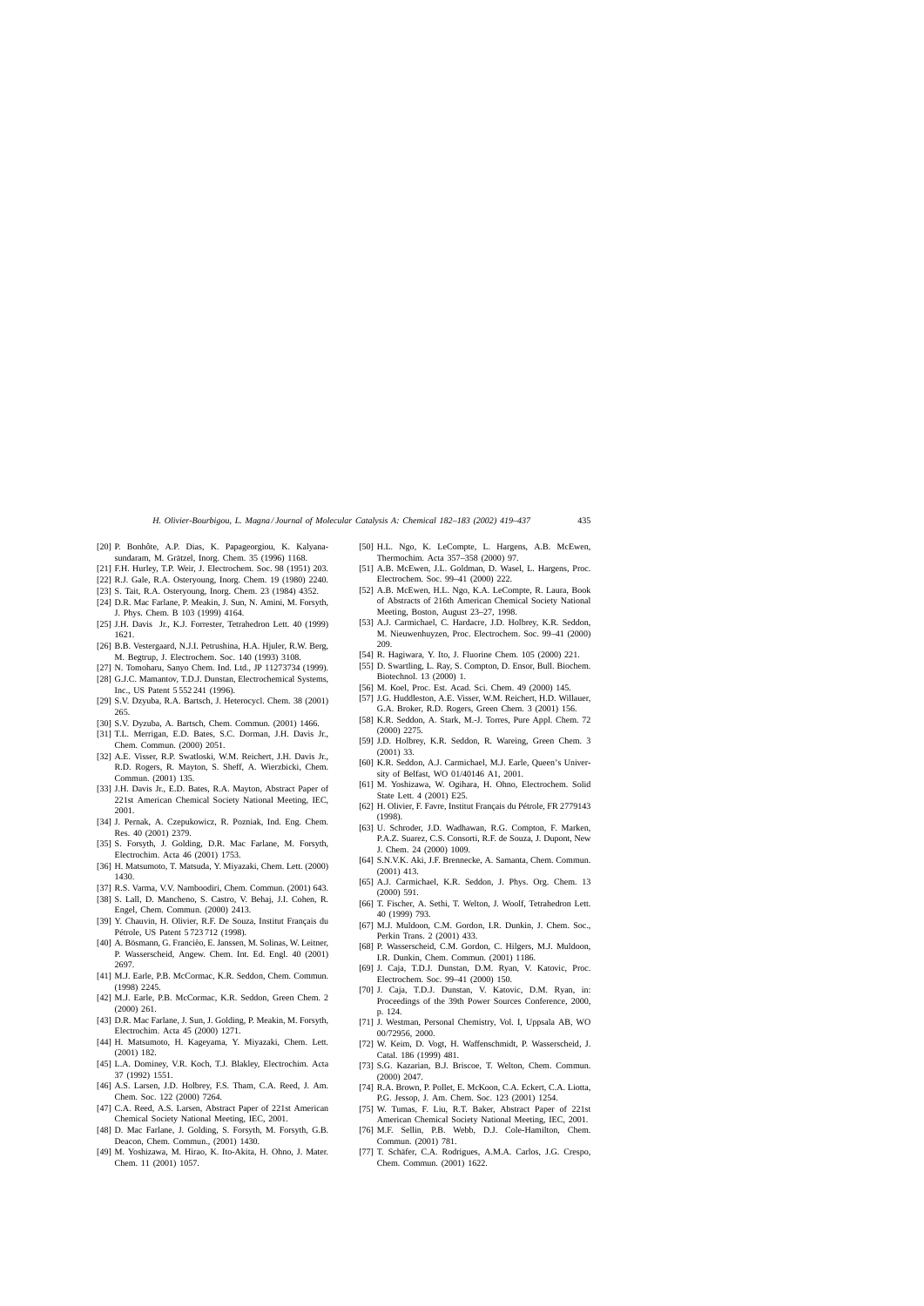[20] P. Bonhôte, A.P. Dias, K. Papageorgiou, K. Kalyanasundaram, M. Grätzel, Inorg. Chem. 35 (1996) 1168.

[21] F.H. Hurley, T.P. Weir, J. Electrochem. Soc. 98 (1951) 203.

[22] R.J. Gale, R.A. Osteryoung, Inorg. Chem. 19 (1980) 2240.

[23] S. Tait, R.A. Osteryoung, Inorg. Chem. 23 (1984) 4352.

[24] D.R. Mac Farlane, P. Meakin, J. Sun, N. Amini, M. Forsyth, J. Phys. Chem. B 103 (1999) 4164.

[25] J.H. Davis Jr., K.J. Forrester, Tetrahedron Lett. 40 (1999) 1621.

[26] B.B. Vestergaard, N.J.I. Petrushina, H.A. Hjuler, R.W. Berg, M. Begtrup, J. Electrochem. Soc. 140 (1993) 3108.

[27] N. Tomoharu, Sanyo Chem. Ind. Ltd., JP 11273734 (1999).

[28] G.J.C. Mamantov, T.D.J. Dunstan, Electrochemical Systems, Inc., US Patent 5 552 241 (1996).

[29] S.V. Dzyuba, R.A. Bartsch, J. Heterocycl. Chem. 38 (2001) 265.

[30] S.V. Dyzuba, A. Bartsch, Chem. Commun. (2001) 1466.

[31] T.L. Merrigan, E.D. Bates, S.C. Dorman, J.H. Davis Jr., Chem. Commun. (2000) 2051.

[32] A.E. Visser, R.P. Swatloski, W.M. Reichert, J.H. Davis Jr., R.D. Rogers, R. Mayton, S. Sheff, A. Wierzbicki, Chem. Commun. (2001) 135.

[33] J.H. Davis Jr., E.D. Bates, R.A. Mayton, Abstract Paper of 221st American Chemical Society National Meeting, IEC, 2001.

[34] J. Pernak, A. Czepukowicz, R. Pozniak, Ind. Eng. Chem. Res. 40 (2001) 2379.

[35] S. Forsyth, J. Golding, D.R. Mac Farlane, M. Forsyth, Electrochim. Acta 46 (2001) 1753.

[36] H. Matsumoto, T. Matsuda, Y. Miyazaki, Chem. Lett. (2000) 1430.

[37] R.S. Varma, V.V. Namboodiri, Chem. Commun. (2001) 643.

[38] S. Lall, D. Mancheno, S. Castro, V. Behaj, J.I. Cohen, R. Engel, Chem. Commun. (2000) 2413.

[39] Y. Chauvin, H. Olivier, R.F. De Souza, Institut Français du Pétrole, US Patent 5 723 712 (1998).

[40] A. Bösmann, G. Franciò, E. Janssen, M. Solinas, W. Leitner, P. Wasserscheid, Angew. Chem. Int. Ed. Engl. 40 (2001) 2697.

[41] M.J. Earle, P.B. McCormac, K.R. Seddon, Chem. Commun. (1998) 2245.

[42] M.J. Earle, P.B. McCormac, K.R. Seddon, Green Chem. 2 (2000) 261.

[43] D.R. Mac Farlane, J. Sun, J. Golding, P. Meakin, M. Forsyth, Electrochim. Acta 45 (2000) 1271.

[44] H. Matsumoto, H. Kageyama, Y. Miyazaki, Chem. Lett. (2001) 182.

[45] L.A. Dominey, V.R. Koch, T.J. Blakley, Electrochim. Acta 37 (1992) 1551.

[46] A.S. Larsen, J.D. Holbrey, F.S. Tham, C.A. Reed, J. Am. Chem. Soc. 122 (2000) 7264.

[47] C.A. Reed, A.S. Larsen, Abstract Paper of 221st American Chemical Society National Meeting, IEC, 2001.

[48] D. Mac Farlane, J. Golding, S. Forsyth, M. Forsyth, G.B. Deacon, Chem. Commun., (2001) 1430.

[49] M. Yoshizawa, M. Hirao, K. Ito-Akita, H. Ohno, J. Mater. Chem. 11 (2001) 1057.

[50] H.L. Ngo, K. LeCompte, L. Hargens, A.B. McEwen, Thermochim. Acta 357–358 (2000) 97.

[51] A.B. McEwen, J.L. Goldman, D. Wasel, L. Hargens, Proc. Electrochem. Soc. 99–41 (2000) 222.

[52] A.B. McEwen, H.L. Ngo, K.A. LeCompte, R. Laura, Book of Abstracts of 216th American Chemical Society National Meeting, Boston, August 23–27, 1998.

[53] A.J. Carmichael, C. Hardacre, J.D. Holbrey, K.R. Seddon, M. Nieuwenhuyzen, Proc. Electrochem. Soc. 99–41 (2000) 209.

[54] R. Hagiwara, Y. Ito, J. Fluorine Chem. 105 (2000) 221.

[55] D. Swartling, L. Ray, S. Compton, D. Ensor, Bull. Biochem. Biotechnol. 13 (2000) 1.

[56] M. Koel, Proc. Est. Acad. Sci. Chem. 49 (2000) 145.

[57] J.G. Huddleston, A.E. Visser, W.M. Reichert, H.D. Willauer, G.A. Broker, R.D. Rogers, Green Chem. 3 (2001) 156.

[58] K.R. Seddon, A. Stark, M.-J. Torres, Pure Appl. Chem. 72 (2000) 2275.

[59] J.D. Holbrey, K.R. Seddon, R. Wareing, Green Chem. 3 (2001) 33.

[60] K.R. Seddon, A.J. Carmichael, M.J. Earle, Queen's University of Belfast, WO 01/40146 A1, 2001.

[61] M. Yoshizawa, W. Ogihara, H. Ohno, Electrochem. Solid State Lett. 4 (2001) E25.

[62] H. Olivier, F. Favre, Institut Français du Pétrole, FR 2779143 (1998).

[63] U. Schroder, J.D. Wadhawan, R.G. Compton, F. Marken, P.A.Z. Suarez, C.S. Consorti, R.F. de Souza, J. Dupont, New J. Chem. 24 (2000) 1009.

[64] S.N.V.K. Aki, J.F. Brennecke, A. Samanta, Chem. Commun. (2001) 413.

[65] A.J. Carmichael, K.R. Seddon, J. Phys. Org. Chem. 13 (2000) 591.

[66] T. Fischer, A. Sethi, T. Welton, J. Woolf, Tetrahedron Lett. 40 (1999) 793.

[67] M.J. Muldoon, C.M. Gordon, I.R. Dunkin, J. Chem. Soc., Perkin Trans. 2 (2001) 433.

[68] P. Wasserscheid, C.M. Gordon, C. Hilgers, M.J. Muldoon, I.R. Dunkin, Chem. Commun. (2001) 1186.

[69] J. Caja, T.D.J. Dunstan, D.M. Ryan, V. Katovic, Proc. Electrochem. Soc. 99–41 (2000) 150.

[70] J. Caja, T.D.J. Dunstan, V. Katovic, D.M. Ryan, in: Proceedings of the 39th Power Sources Conference, 2000, p. 124.

[71] J. Westman, Personal Chemistry, Vol. I, Uppsala AB, WO 00/72956, 2000.

[72] W. Keim, D. Vogt, H. Waffenschmidt, P. Wasserscheid, J. Catal. 186 (1999) 481.

[73] S.G. Kazarian, B.J. Briscoe, T. Welton, Chem. Commun. (2000) 2047.

[74] R.A. Brown, P. Pollet, E. McKoon, C.A. Eckert, C.A. Liotta, P.G. Jessop, J. Am. Chem. Soc. 123 (2001) 1254.

[75] W. Tumas, F. Liu, R.T. Baker, Abstract Paper of 221st American Chemical Society National Meeting, IEC, 2001.

[76] M.F. Sellin, P.B. Webb, D.J. Cole-Hamilton, Chem. Commun. (2001) 781.

[77] T. Schäfer, C.A. Rodrigues, A.M.A. Carlos, J.G. Crespo, Chem. Commun. (2001) 1622.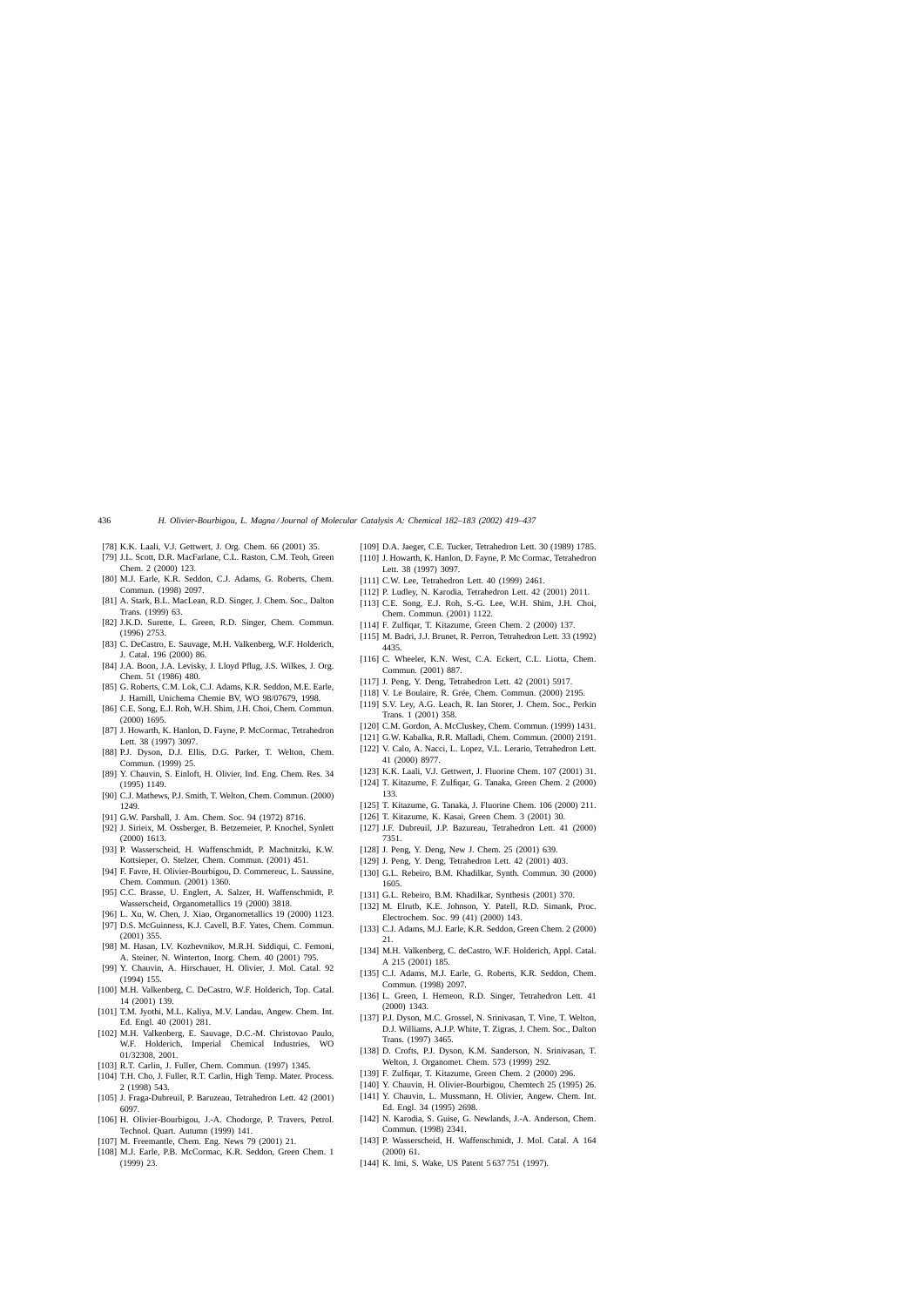[78] K.K. Laali, V.J. Gettwert, J. Org. Chem. 66 (2001) 35.

[79] J.L. Scott, D.R. MacFarlane, C.L. Raston, C.M. Teoh, Green Chem. 2 (2000) 123.

[80] M.J. Earle, K.R. Seddon, C.J. Adams, G. Roberts, Chem. Commun. (1998) 2097.

[81] A. Stark, B.L. MacLean, R.D. Singer, J. Chem. Soc., Dalton Trans. (1999) 63.

[82] J.K.D. Surette, L. Green, R.D. Singer, Chem. Commun. (1996) 2753.

[83] C. DeCastro, E. Sauvage, M.H. Valkenberg, W.F. Holderich, J. Catal. 196 (2000) 86.

[84] J.A. Boon, J.A. Levisky, J. Lloyd Pflug, J.S. Wilkes, J. Org. Chem. 51 (1986) 480.

[85] G. Roberts, C.M. Lok, C.J. Adams, K.R. Seddon, M.E. Earle, J. Hamill, Unichema Chemie BV, WO 98/07679, 1998.

[86] C.E. Song, E.J. Roh, W.H. Shim, J.H. Choi, Chem. Commun. (2000) 1695.

[87] J. Howarth, K. Hanlon, D. Fayne, P. McCormac, Tetrahedron Lett. 38 (1997) 3097.

[88] P.J. Dyson, D.J. Ellis, D.G. Parker, T. Welton, Chem. Commun. (1999) 25.

[89] Y. Chauvin, S. Einloft, H. Olivier, Ind. Eng. Chem. Res. 34 (1995) 1149.

[90] C.J. Mathews, P.J. Smith, T. Welton, Chem. Commun. (2000) 1249.

[91] G.W. Parshall, J. Am. Chem. Soc. 94 (1972) 8716.

[92] J. Sirieix, M. Ossberger, B. Betzemeier, P. Knochel, Synlett (2000) 1613.

[93] P. Wasserscheid, H. Waffenschmidt, P. Machnitzki, K.W. Kottsieper, O. Stelzer, Chem. Commun. (2001) 451.

[94] F. Favre, H. Olivier-Bourbigou, D. Commereuc, L. Saussine, Chem. Commun. (2001) 1360.

[95] C.C. Brasse, U. Englert, A. Salzer, H. Waffenschmidt, P. Wasserscheid, Organometallics 19 (2000) 3818.

[96] L. Xu, W. Chen, J. Xiao, Organometallics 19 (2000) 1123.

[97] D.S. McGuinness, K.J. Cavell, B.F. Yates, Chem. Commun. (2001) 355.

[98] M. Hasan, I.V. Kozhevnikov, M.R.H. Siddiqui, C. Femoni, A. Steiner, N. Winterton, Inorg. Chem. 40 (2001) 795.

[99] Y. Chauvin, A. Hirschauer, H. Olivier, J. Mol. Catal. 92 (1994) 155.

[100] M.H. Valkenberg, C. DeCastro, W.F. Holderich, Top. Catal. 14 (2001) 139.

[101] T.M. Jyothi, M.L. Kaliya, M.V. Landau, Angew. Chem. Int. Ed. Engl. 40 (2001) 281.

[102] M.H. Valkenberg, E. Sauvage, D.C.-M. Christovao Paulo, W.F. Holderich, Imperial Chemical Industries, WO 01/32308, 2001.

[103] R.T. Carlin, J. Fuller, Chem. Commun. (1997) 1345.

[104] T.H. Cho, J. Fuller, R.T. Carlin, High Temp. Mater. Process. 2 (1998) 543.

[105] J. Fraga-Dubreuil, P. Baruzeau, Tetrahedron Lett. 42 (2001) 6097.

[106] H. Olivier-Bourbigou, J.-A. Chodorge, P. Travers, Petrol. Technol. Quart. Autumn (1999) 141.

[107] M. Freemantle, Chem. Eng. News 79 (2001) 21.

[108] M.J. Earle, P.B. McCormac, K.R. Seddon, Green Chem. 1 (1999) 23.

[109] D.A. Jaeger, C.E. Tucker, Tetrahedron Lett. 30 (1989) 1785.

[110] J. Howarth, K. Hanlon, D. Fayne, P. Mc Cormac, Tetrahedron Lett. 38 (1997) 3097.

[111] C.W. Lee, Tetrahedron Lett. 40 (1999) 2461.

[112] P. Ludley, N. Karodia, Tetrahedron Lett. 42 (2001) 2011.

[113] C.E. Song, E.J. Roh, S.-G. Lee, W.H. Shim, J.H. Choi, Chem. Commun. (2001) 1122.

[114] F. Zulfiqar, T. Kitazume, Green Chem. 2 (2000) 137.

[115] M. Badri, J.J. Brunet, R. Perron, Tetrahedron Lett. 33 (1992) 4435.

[116] C. Wheeler, K.N. West, C.A. Eckert, C.L. Liotta, Chem. Commun. (2001) 887.

[117] J. Peng, Y. Deng, Tetrahedron Lett. 42 (2001) 5917.

[118] V. Le Boulaire, R. Grée, Chem. Commun. (2000) 2195.

[119] S.V. Ley, A.G. Leach, R. Ian Storer, J. Chem. Soc., Perkin Trans. 1 (2001) 358.

[120] C.M. Gordon, A. McCluskey, Chem. Commun. (1999) 1431.

[121] G.W. Kabalka, R.R. Malladi, Chem. Commun. (2000) 2191.

[122] V. Calo, A. Nacci, L. Lopez, V.L. Lerario, Tetrahedron Lett. 41 (2000) 8977.

[123] K.K. Laali, V.J. Gettwert, J. Fluorine Chem. 107 (2001) 31.

[124] T. Kitazume, F. Zulfiqar, G. Tanaka, Green Chem. 2 (2000) 133.

[125] T. Kitazume, G. Tanaka, J. Fluorine Chem. 106 (2000) 211.

[126] T. Kitazume, K. Kasai, Green Chem. 3 (2001) 30.

[127] J.F. Dubreuil, J.P. Bazureau, Tetrahedron Lett. 41 (2000) 7351.

[128] J. Peng, Y. Deng, New J. Chem. 25 (2001) 639.

[129] J. Peng, Y. Deng, Tetrahedron Lett. 42 (2001) 403.

[130] G.L. Rebeiro, B.M. Khadilkar, Synth. Commun. 30 (2000) 1605.

[131] G.L. Rebeiro, B.M. Khadilkar, Synthesis (2001) 370.

[132] M. Elrutb, K.E. Johnson, Y. Patell, R.D. Simank, Proc. Electrochem. Soc. 99 (41) (2000) 143.

[133] C.J. Adams, M.J. Earle, K.R. Seddon, Green Chem. 2 (2000) 21.

[134] M.H. Valkenberg, C. deCastro, W.F. Holderich, Appl. Catal. A 215 (2001) 185.

[135] C.J. Adams, M.J. Earle, G. Roberts, K.R. Seddon, Chem. Commun. (1998) 2097.

[136] L. Green, I. Hemeon, R.D. Singer, Tetrahedron Lett. 41 (2000) 1343.

[137] P.J. Dyson, M.C. Grossel, N. Srinivasan, T. Vine, T. Welton, D.J. Williams, A.J.P. White, T. Zigras, J. Chem. Soc., Dalton Trans. (1997) 3465.

[138] D. Crofts, P.J. Dyson, K.M. Sanderson, N. Srinivasan, T. Welton, J. Organomet. Chem. 573 (1999) 292.

[139] F. Zulfiqar, T. Kitazume, Green Chem. 2 (2000) 296.

[140] Y. Chauvin, H. Olivier-Bourbigou, Chemtech 25 (1995) 26.

[141] Y. Chauvin, L. Mussmann, H. Olivier, Angew. Chem. Int. Ed. Engl. 34 (1995) 2698.

[142] N. Karodia, S. Guise, G. Newlands, J.-A. Anderson, Chem. Commun. (1998) 2341.

[143] P. Wasserscheid, H. Waffenschmidt, J. Mol. Catal. A 164 (2000) 61.

[144] K. Imi, S. Wake, US Patent 5 637 751 (1997).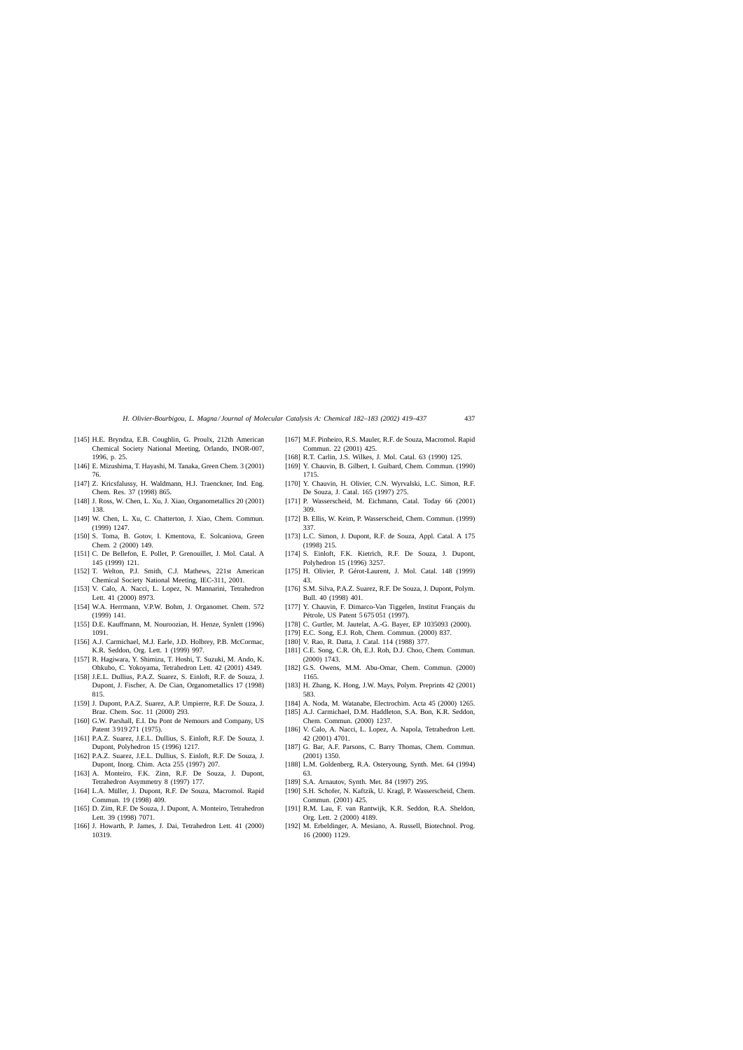[145] H.E. Bryndza, E.B. Coughlin, G. Proulx, 212th American Chemical Society National Meeting, Orlando, INOR-007, 1996, p. 25.

[146] E. Mizushima, T. Hayashi, M. Tanaka, Green Chem. 3 (2001) 76.

[147] Z. Kricsfalussy, H. Waldmann, H.J. Traenckner, Ind. Eng. Chem. Res. 37 (1998) 865.

[148] J. Ross, W. Chen, L. Xu, J. Xiao, Organometallics 20 (2001) 138.

[149] W. Chen, L. Xu, C. Chatterton, J. Xiao, Chem. Commun. (1999) 1247.

[150] S. Toma, B. Gotov, I. Kmentova, E. Solcaniova, Green Chem. 2 (2000) 149.

[151] C. De Bellefon, E. Pollet, P. Grenouillet, J. Mol. Catal. A 145 (1999) 121.

[152] T. Welton, P.J. Smith, C.J. Mathews, 221st American Chemical Society National Meeting, IEC-311, 2001.

[153] V. Calo, A. Nacci, L. Lopez, N. Mannarini, Tetrahedron Lett. 41 (2000) 8973.

[154] W.A. Herrmann, V.P.W. Bohm, J. Organomet. Chem. 572 (1999) 141.

[155] D.E. Kauffmann, M. Nouroozian, H. Henze, Synlett (1996) 1091.

[156] A.J. Carmichael, M.J. Earle, J.D. Holbrey, P.B. McCormac, K.R. Seddon, Org. Lett. 1 (1999) 997.

[157] R. Hagiwara, Y. Shimizu, T. Hoshi, T. Suzuki, M. Ando, K. Ohkubo, C. Yokoyama, Tetrahedron Lett. 42 (2001) 4349.

[158] J.E.L. Dullius, P.A.Z. Suarez, S. Einloft, R.F. de Souza, J. Dupont, J. Fischer, A. De Cian, Organometallics 17 (1998) 815.

[159] J. Dupont, P.A.Z. Suarez, A.P. Umpierre, R.F. De Souza, J. Braz. Chem. Soc. 11 (2000) 293.

[160] G.W. Parshall, E.I. Du Pont de Nemours and Company, US Patent 3 919 271 (1975).

[161] P.A.Z. Suarez, J.E.L. Dullius, S. Einloft, R.F. De Souza, J. Dupont, Polyhedron 15 (1996) 1217.

[162] P.A.Z. Suarez, J.E.L. Dullius, S. Einloft, R.F. De Souza, J. Dupont, Inorg. Chim. Acta 255 (1997) 207.

[163] A. Monteiro, F.K. Zinn, R.F. De Souza, J. Dupont, Tetrahedron Asymmetry 8 (1997) 177.

[164] L.A. Müller, J. Dupont, R.F. De Souza, Macromol. Rapid Commun. 19 (1998) 409.

[165] D. Zim, R.F. De Souza, J. Dupont, A. Monteiro, Tetrahedron Lett. 39 (1998) 7071.

[166] J. Howarth, P. James, J. Dai, Tetrahedron Lett. 41 (2000) 10319.

[167] M.F. Pinheiro, R.S. Mauler, R.F. de Souza, Macromol. Rapid Commun. 22 (2001) 425.

[168] R.T. Carlin, J.S. Wilkes, J. Mol. Catal. 63 (1990) 125.

[169] Y. Chauvin, B. Gilbert, I. Guibard, Chem. Commun. (1990) 1715.

[170] Y. Chauvin, H. Olivier, C.N. Wyrvalski, L.C. Simon, R.F. De Souza, J. Catal. 165 (1997) 275.

[171] P. Wasserscheid, M. Eichmann, Catal. Today 66 (2001) 309.

[172] B. Ellis, W. Keim, P. Wasserscheid, Chem. Commun. (1999) 337.

[173] L.C. Simon, J. Dupont, R.F. de Souza, Appl. Catal. A 175 (1998) 215.

[174] S. Einloft, F.K. Kietrich, R.F. De Souza, J. Dupont, Polyhedron 15 (1996) 3257.

[175] H. Olivier, P. Gérot-Laurent, J. Mol. Catal. 148 (1999) 43.

[176] S.M. Silva, P.A.Z. Suarez, R.F. De Souza, J. Dupont, Polym. Bull. 40 (1998) 401.

[177] Y. Chauvin, F. Dimarco-Van Tiggelen, Institut Français du Pétrole, US Patent 5 675 051 (1997).

[178] C. Gurtler, M. Jautelat, A.-G. Bayer, EP 1035093 (2000).

[179] E.C. Song, E.J. Roh, Chem. Commun. (2000) 837.

[180] V. Rao, R. Datta, J. Catal. 114 (1988) 377.

[181] C.E. Song, C.R. Oh, E.J. Roh, D.J. Choo, Chem. Commun. (2000) 1743.

[182] G.S. Owens, M.M. Abu-Omar, Chem. Commun. (2000) 1165.

[183] H. Zhang, K. Hong, J.W. Mays, Polym. Preprints 42 (2001) 583.

[184] A. Noda, M. Watanabe, Electrochim. Acta 45 (2000) 1265.

[185] A.J. Carmichael, D.M. Haddleton, S.A. Bon, K.R. Seddon, Chem. Commun. (2000) 1237.

[186] V. Calo, A. Nacci, L. Lopez, A. Napola, Tetrahedron Lett. 42 (2001) 4701.

[187] G. Bar, A.F. Parsons, C. Barry Thomas, Chem. Commun. (2001) 1350.

[188] L.M. Goldenberg, R.A. Osteryoung, Synth. Met. 64 (1994) 63.

[189] S.A. Arnautov, Synth. Met. 84 (1997) 295.

[190] S.H. Schofer, N. Kaftzik, U. Kragl, P. Wasserscheid, Chem. Commun. (2001) 425.

[191] R.M. Lau, F. van Rantwijk, K.R. Seddon, R.A. Sheldon, Org. Lett. 2 (2000) 4189.

[192] M. Erbeldinger, A. Mesiano, A. Russell, Biotechnol. Prog. 16 (2000) 1129.